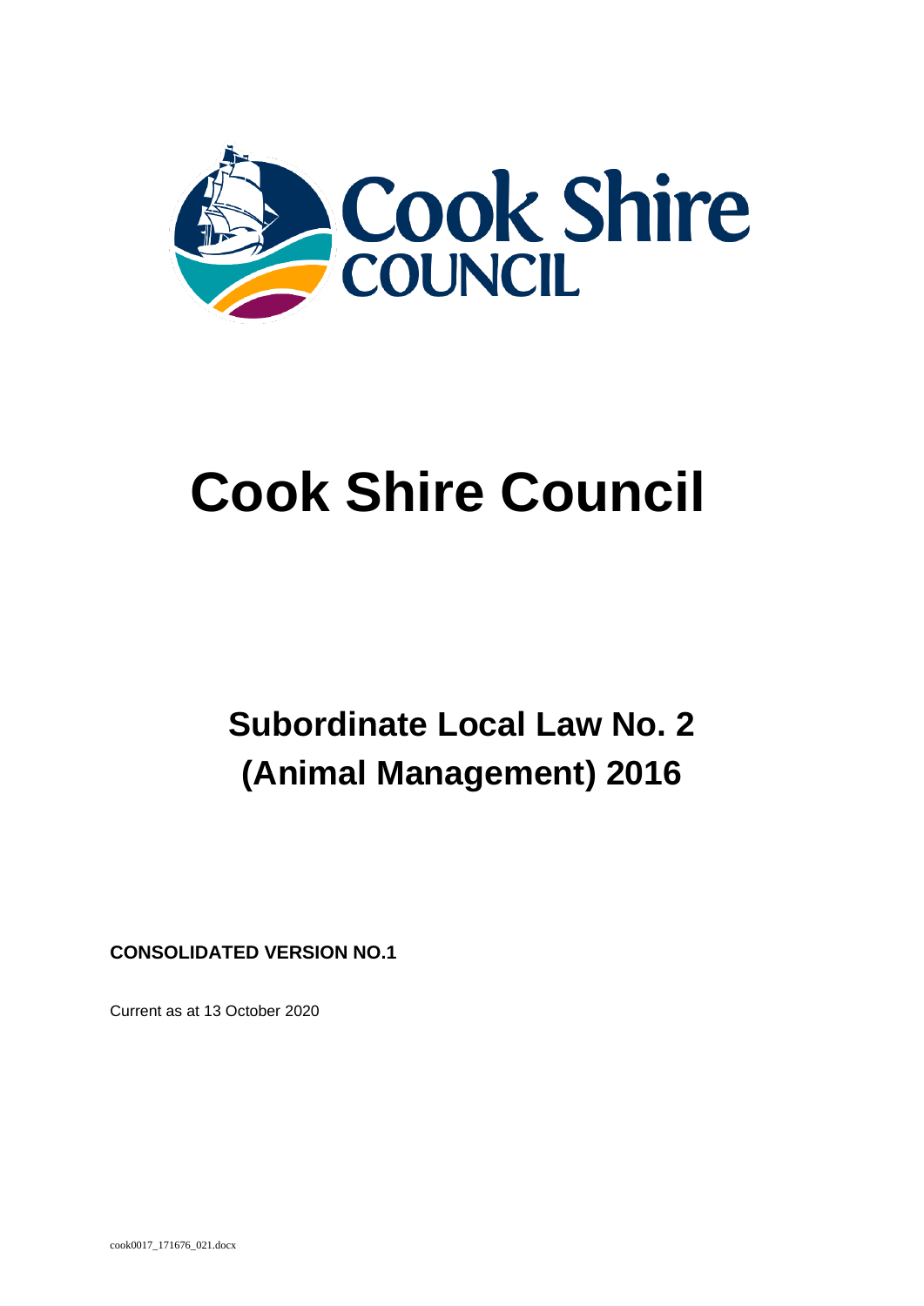# Cook Shire Council

## Subordinate Local Law No. 2 (Animal Management) 2016

**CONSOLIDATED VERSION NO.1**

Current as at 13 October 2020

cook0017_171676_021.docx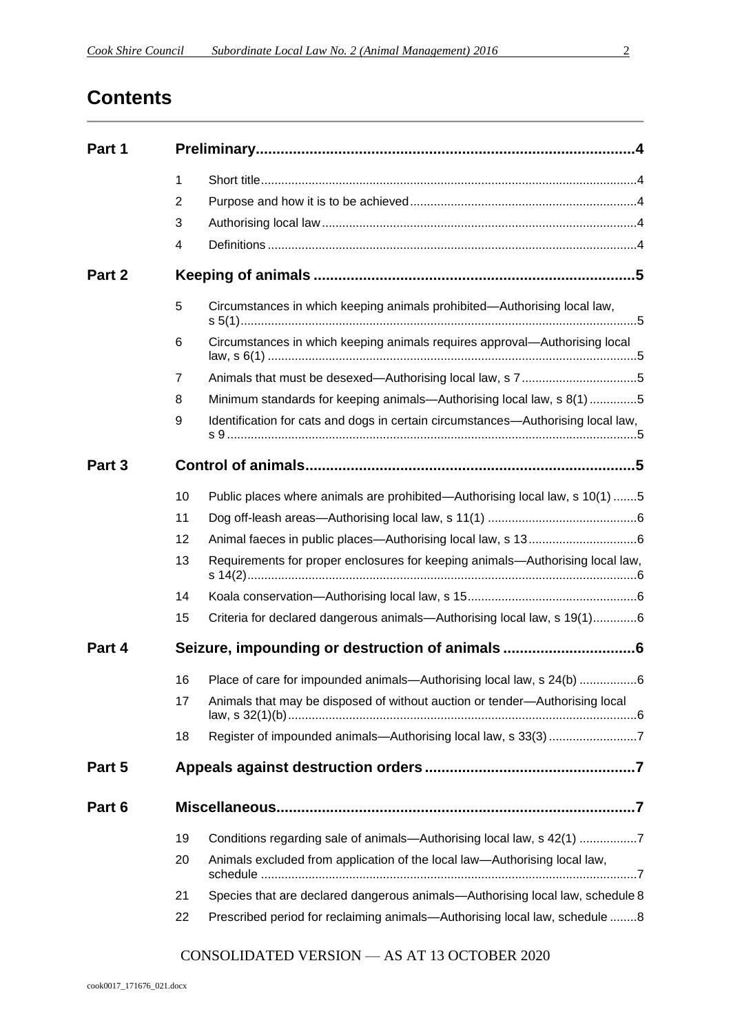# Contents

| | | | |
|---|---|---|---|
| **Part 1** | **Preliminary** | | **4** |
| | 1 | Short title | 4 |
| | 2 | Purpose and how it is to be achieved | 4 |
| | 3 | Authorising local law | 4 |
| | 4 | Definitions | 4 |
| **Part 2** | **Keeping of animals** | | **5** |
| | 5 | Circumstances in which keeping animals prohibited—Authorising local law, s 5(1) | 5 |
| | 6 | Circumstances in which keeping animals requires approval—Authorising local law, s 6(1) | 5 |
| | 7 | Animals that must be desexed—Authorising local law, s 7 | 5 |
| | 8 | Minimum standards for keeping animals—Authorising local law, s 8(1) | 5 |
| | 9 | Identification for cats and dogs in certain circumstances—Authorising local law, s 9 | 5 |
| **Part 3** | **Control of animals** | | **5** |
| | 10 | Public places where animals are prohibited—Authorising local law, s 10(1) | 5 |
| | 11 | Dog off-leash areas—Authorising local law, s 11(1) | 6 |
| | 12 | Animal faeces in public places—Authorising local law, s 13 | 6 |
| | 13 | Requirements for proper enclosures for keeping animals—Authorising local law, s 14(2) | 6 |
| | 14 | Koala conservation—Authorising local law, s 15 | 6 |
| | 15 | Criteria for declared dangerous animals—Authorising local law, s 19(1) | 6 |
| **Part 4** | **Seizure, impounding or destruction of animals** | | **6** |
| | 16 | Place of care for impounded animals—Authorising local law, s 24(b) | 6 |
| | 17 | Animals that may be disposed of without auction or tender—Authorising local law, s 32(1)(b) | 6 |
| | 18 | Register of impounded animals—Authorising local law, s 33(3) | 7 |
| **Part 5** | **Appeals against destruction orders** | | **7** |
| **Part 6** | **Miscellaneous** | | **7** |
| | 19 | Conditions regarding sale of animals—Authorising local law, s 42(1) | 7 |
| | 20 | Animals excluded from application of the local law—Authorising local law, schedule | 7 |
| | 21 | Species that are declared dangerous animals—Authorising local law, schedule | 8 |
| | 22 | Prescribed period for reclaiming animals—Authorising local law, schedule | 8 |

CONSOLIDATED VERSION — AS AT 13 OCTOBER 2020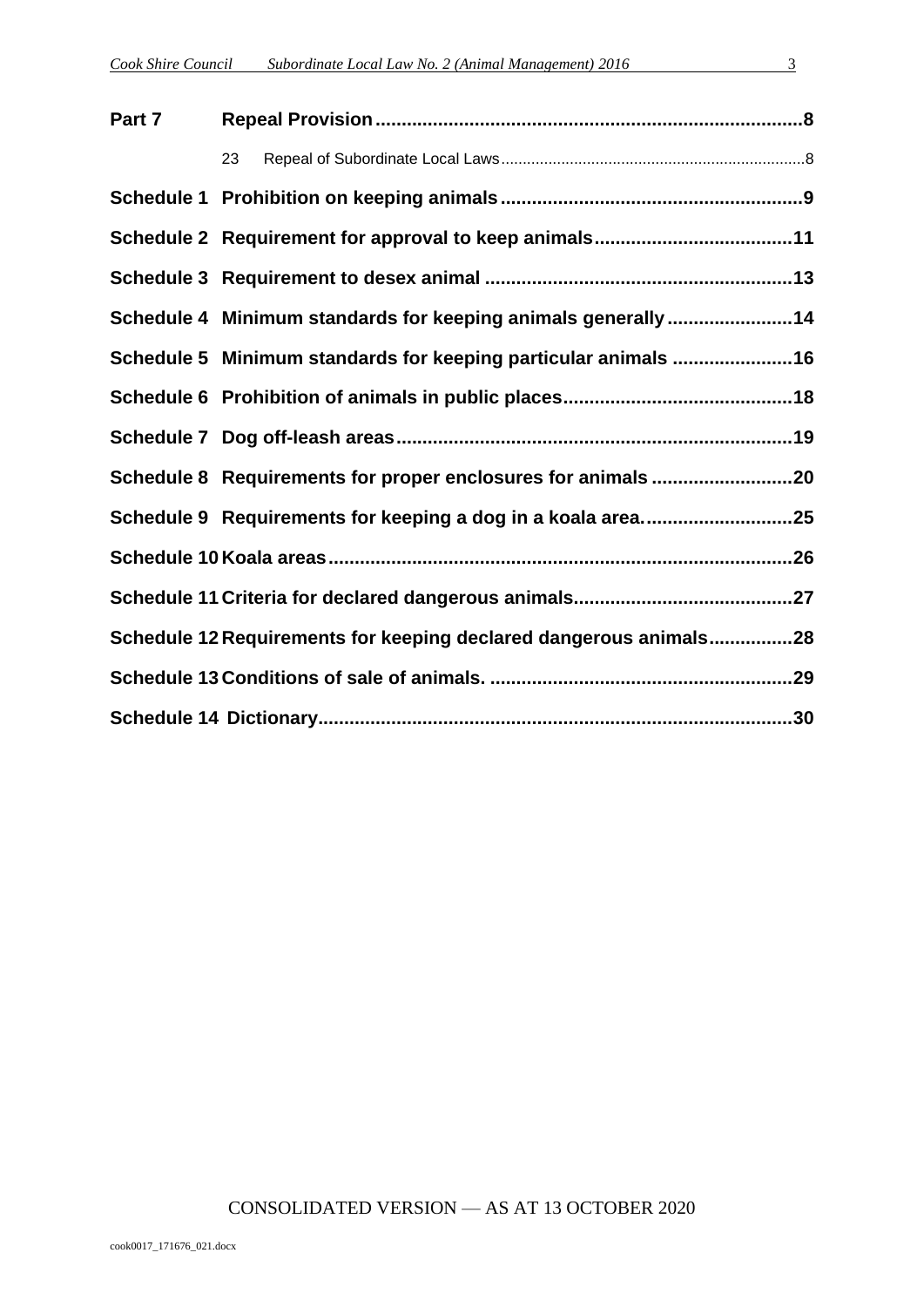| | | |
|---|---|---|
| **Part 7** | **Repeal Provision** | **8** |
| | 23 Repeal of Subordinate Local Laws | 8 |
| **Schedule 1** | **Prohibition on keeping animals** | **9** |
| **Schedule 2** | **Requirement for approval to keep animals** | **11** |
| **Schedule 3** | **Requirement to desex animal** | **13** |
| **Schedule 4** | **Minimum standards for keeping animals generally** | **14** |
| **Schedule 5** | **Minimum standards for keeping particular animals** | **16** |
| **Schedule 6** | **Prohibition of animals in public places** | **18** |
| **Schedule 7** | **Dog off-leash areas** | **19** |
| **Schedule 8** | **Requirements for proper enclosures for animals** | **20** |
| **Schedule 9** | **Requirements for keeping a dog in a koala area.** | **25** |
| **Schedule 10** | **Koala areas** | **26** |
| **Schedule 11** | **Criteria for declared dangerous animals** | **27** |
| **Schedule 12** | **Requirements for keeping declared dangerous animals** | **28** |
| **Schedule 13** | **Conditions of sale of animals.** | **29** |
| **Schedule 14** | **Dictionary** | **30** |

CONSOLIDATED VERSION — AS AT 13 OCTOBER 2020

cook0017_171676_021.docx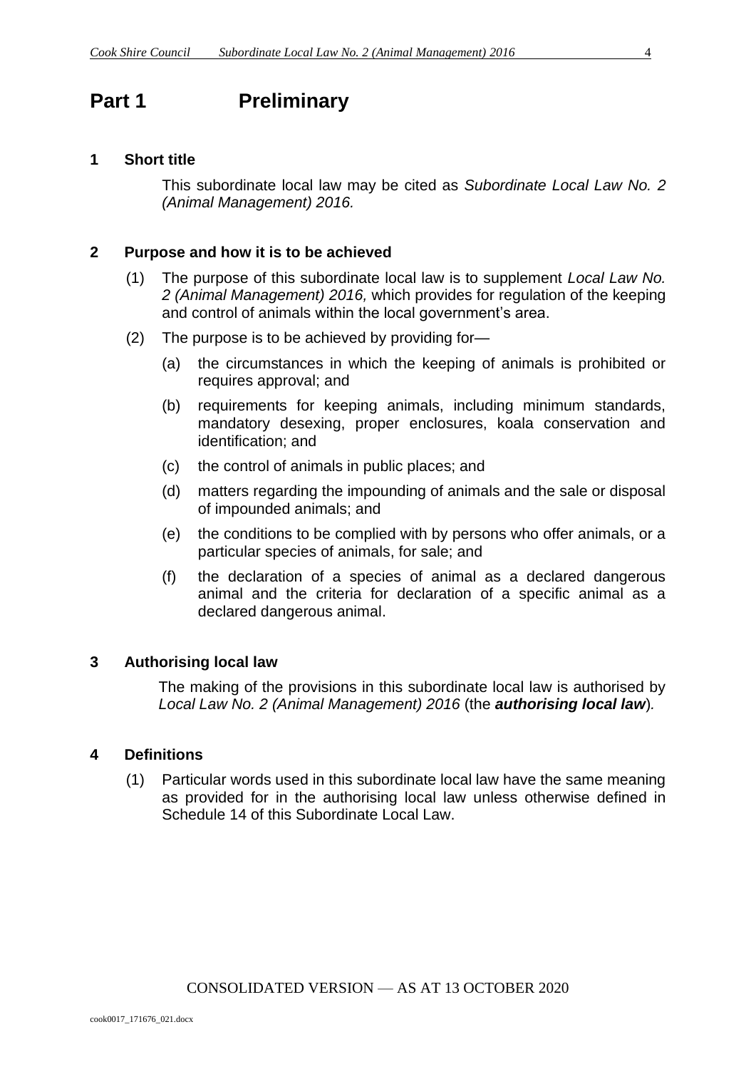# Part 1 Preliminary

## 1 Short title

This subordinate local law may be cited as *Subordinate Local Law No. 2 (Animal Management) 2016.*

## 2 Purpose and how it is to be achieved

(1) The purpose of this subordinate local law is to supplement *Local Law No. 2 (Animal Management) 2016,* which provides for regulation of the keeping and control of animals within the local government's area.

(2) The purpose is to be achieved by providing for—

(a) the circumstances in which the keeping of animals is prohibited or requires approval; and

(b) requirements for keeping animals, including minimum standards, mandatory desexing, proper enclosures, koala conservation and identification; and

(c) the control of animals in public places; and

(d) matters regarding the impounding of animals and the sale or disposal of impounded animals; and

(e) the conditions to be complied with by persons who offer animals, or a particular species of animals, for sale; and

(f) the declaration of a species of animal as a declared dangerous animal and the criteria for declaration of a specific animal as a declared dangerous animal.

## 3 Authorising local law

The making of the provisions in this subordinate local law is authorised by *Local Law No. 2 (Animal Management) 2016* (the ***authorising local law***).

## 4 Definitions

(1) Particular words used in this subordinate local law have the same meaning as provided for in the authorising local law unless otherwise defined in Schedule 14 of this Subordinate Local Law.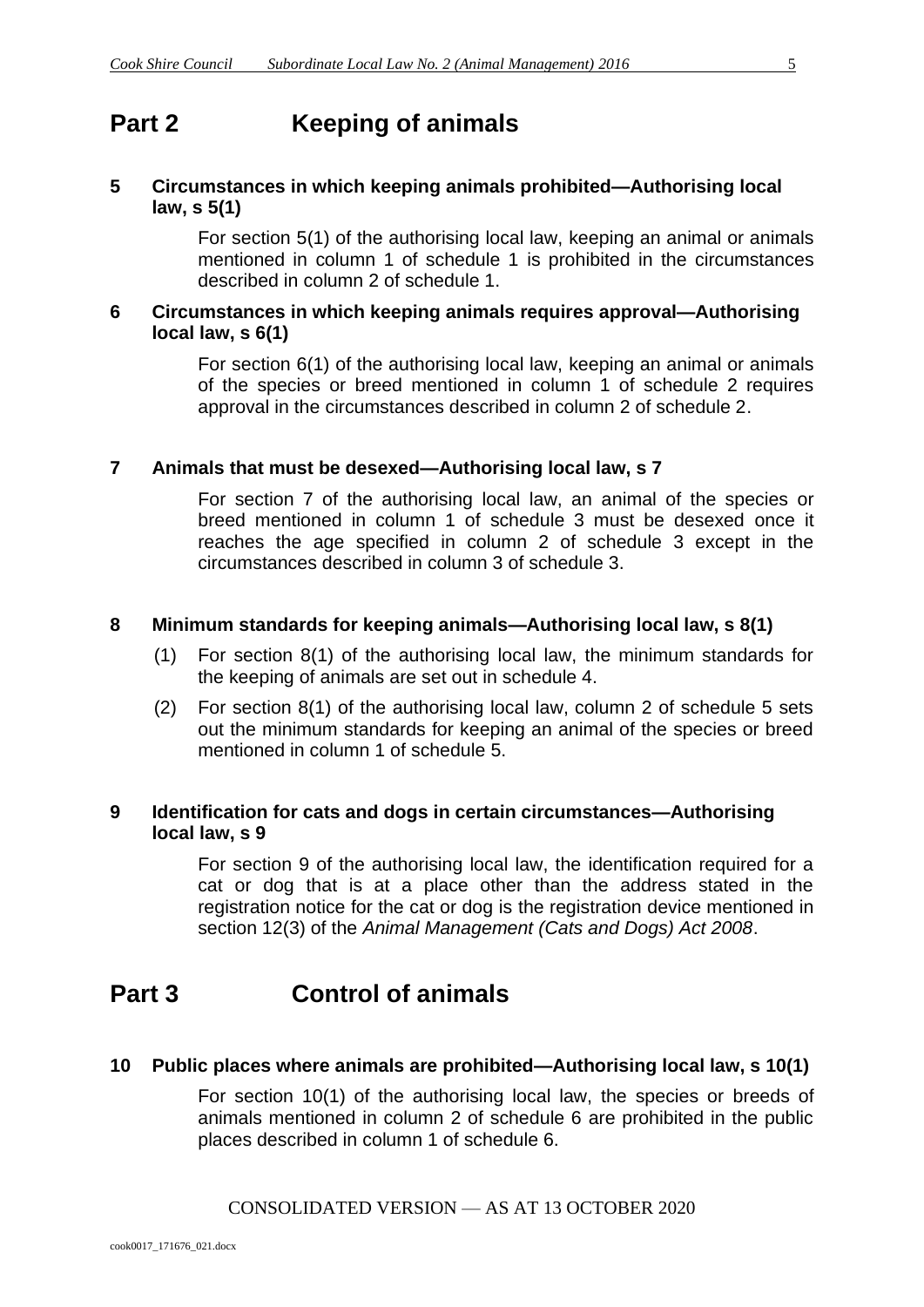# Part 2 Keeping of animals

**5 Circumstances in which keeping animals prohibited—Authorising local law, s 5(1)**

For section 5(1) of the authorising local law, keeping an animal or animals mentioned in column 1 of schedule 1 is prohibited in the circumstances described in column 2 of schedule 1.

**6 Circumstances in which keeping animals requires approval—Authorising local law, s 6(1)**

For section 6(1) of the authorising local law, keeping an animal or animals of the species or breed mentioned in column 1 of schedule 2 requires approval in the circumstances described in column 2 of schedule 2.

**7 Animals that must be desexed—Authorising local law, s 7**

For section 7 of the authorising local law, an animal of the species or breed mentioned in column 1 of schedule 3 must be desexed once it reaches the age specified in column 2 of schedule 3 except in the circumstances described in column 3 of schedule 3.

**8 Minimum standards for keeping animals—Authorising local law, s 8(1)**

(1) For section 8(1) of the authorising local law, the minimum standards for the keeping of animals are set out in schedule 4.

(2) For section 8(1) of the authorising local law, column 2 of schedule 5 sets out the minimum standards for keeping an animal of the species or breed mentioned in column 1 of schedule 5.

**9 Identification for cats and dogs in certain circumstances—Authorising local law, s 9**

For section 9 of the authorising local law, the identification required for a cat or dog that is at a place other than the address stated in the registration notice for the cat or dog is the registration device mentioned in section 12(3) of the *Animal Management (Cats and Dogs) Act 2008*.

# Part 3 Control of animals

**10 Public places where animals are prohibited—Authorising local law, s 10(1)**

For section 10(1) of the authorising local law, the species or breeds of animals mentioned in column 2 of schedule 6 are prohibited in the public places described in column 1 of schedule 6.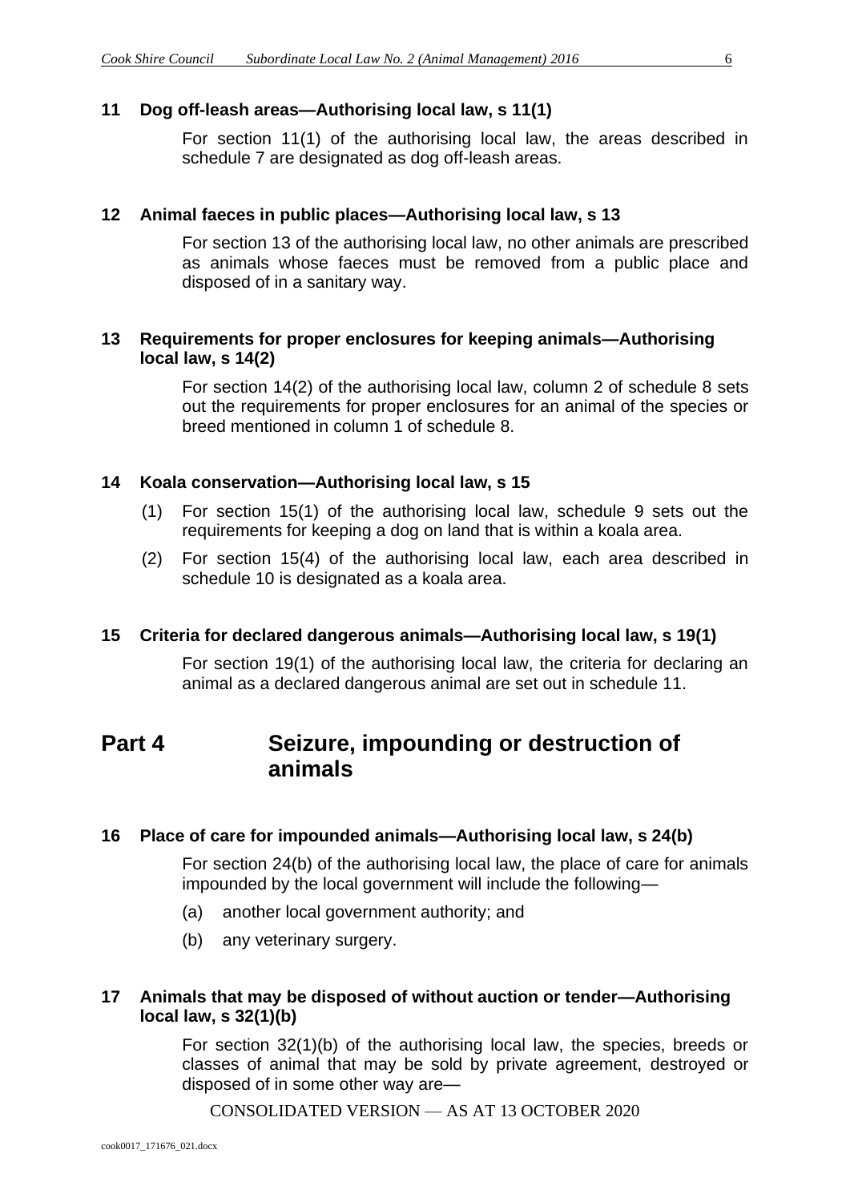### 11 Dog off-leash areas—Authorising local law, s 11(1)

For section 11(1) of the authorising local law, the areas described in schedule 7 are designated as dog off-leash areas.

### 12 Animal faeces in public places—Authorising local law, s 13

For section 13 of the authorising local law, no other animals are prescribed as animals whose faeces must be removed from a public place and disposed of in a sanitary way.

### 13 Requirements for proper enclosures for keeping animals—Authorising local law, s 14(2)

For section 14(2) of the authorising local law, column 2 of schedule 8 sets out the requirements for proper enclosures for an animal of the species or breed mentioned in column 1 of schedule 8.

### 14 Koala conservation—Authorising local law, s 15

(1) For section 15(1) of the authorising local law, schedule 9 sets out the requirements for keeping a dog on land that is within a koala area.

(2) For section 15(4) of the authorising local law, each area described in schedule 10 is designated as a koala area.

### 15 Criteria for declared dangerous animals—Authorising local law, s 19(1)

For section 19(1) of the authorising local law, the criteria for declaring an animal as a declared dangerous animal are set out in schedule 11.

## Part 4 Seizure, impounding or destruction of animals

### 16 Place of care for impounded animals—Authorising local law, s 24(b)

For section 24(b) of the authorising local law, the place of care for animals impounded by the local government will include the following—

(a) another local government authority; and

(b) any veterinary surgery.

### 17 Animals that may be disposed of without auction or tender—Authorising local law, s 32(1)(b)

For section 32(1)(b) of the authorising local law, the species, breeds or classes of animal that may be sold by private agreement, destroyed or disposed of in some other way are—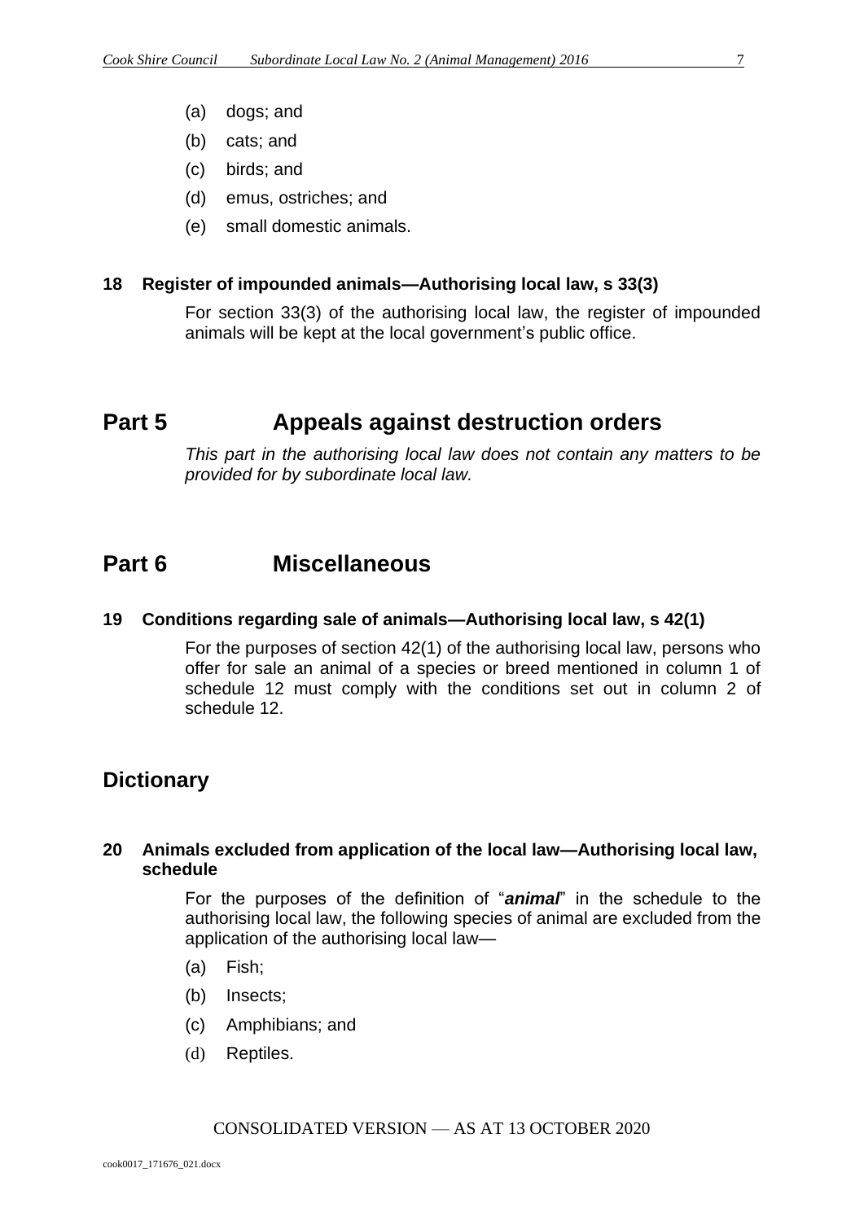(a) dogs; and

(b) cats; and

(c) birds; and

(d) emus, ostriches; and

(e) small domestic animals.

**18 Register of impounded animals—Authorising local law, s 33(3)**

For section 33(3) of the authorising local law, the register of impounded animals will be kept at the local government's public office.

# Part 5 Appeals against destruction orders

*This part in the authorising local law does not contain any matters to be provided for by subordinate local law.*

# Part 6 Miscellaneous

**19 Conditions regarding sale of animals—Authorising local law, s 42(1)**

For the purposes of section 42(1) of the authorising local law, persons who offer for sale an animal of a species or breed mentioned in column 1 of schedule 12 must comply with the conditions set out in column 2 of schedule 12.

## Dictionary

**20 Animals excluded from application of the local law—Authorising local law, schedule**

For the purposes of the definition of "***animal***" in the schedule to the authorising local law, the following species of animal are excluded from the application of the authorising local law—

(a) Fish;

(b) Insects;

(c) Amphibians; and

(d) Reptiles.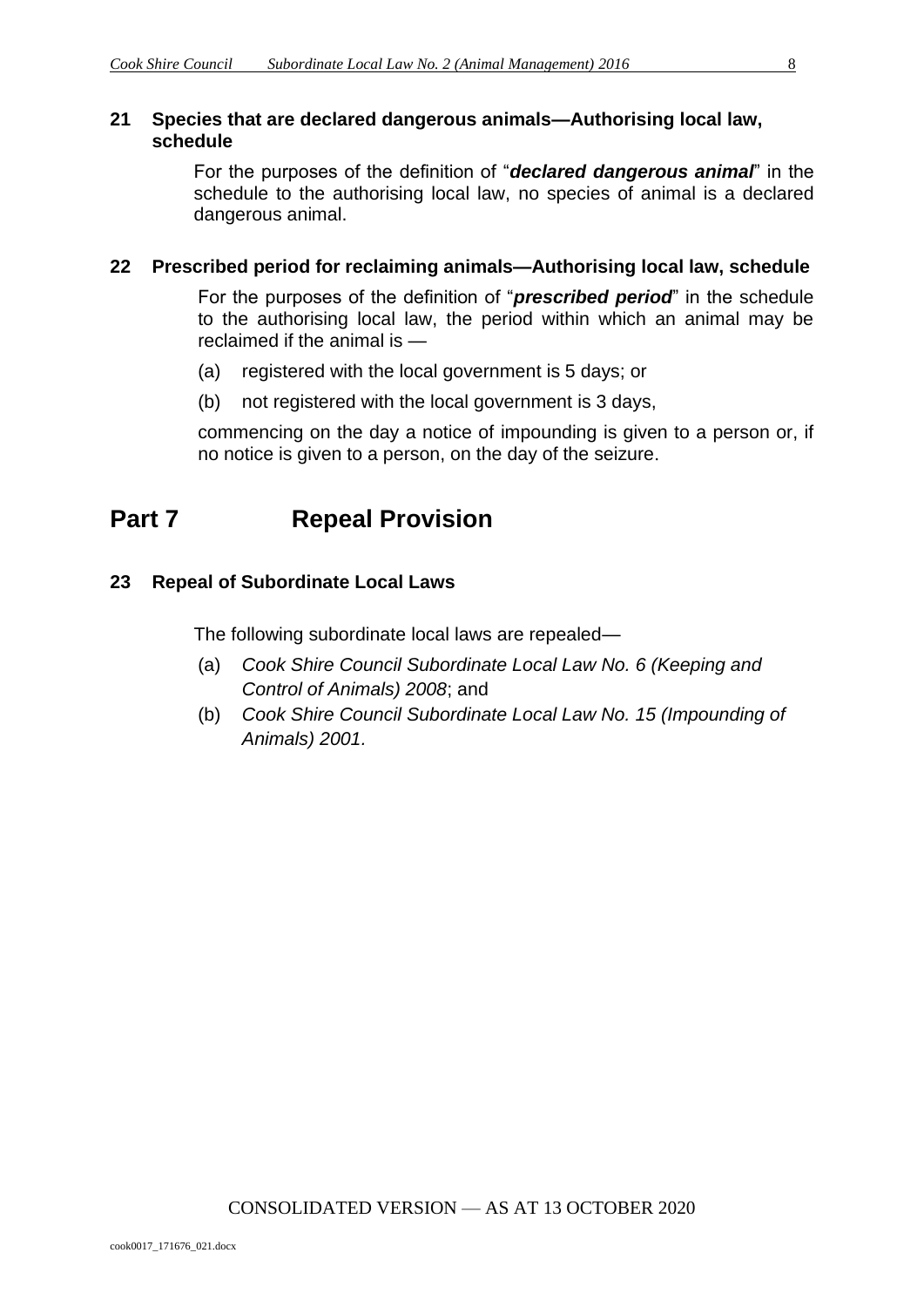### 21 Species that are declared dangerous animals—Authorising local law, schedule

For the purposes of the definition of "***declared dangerous animal***" in the schedule to the authorising local law, no species of animal is a declared dangerous animal.

### 22 Prescribed period for reclaiming animals—Authorising local law, schedule

For the purposes of the definition of "***prescribed period***" in the schedule to the authorising local law, the period within which an animal may be reclaimed if the animal is —

(a) registered with the local government is 5 days; or

(b) not registered with the local government is 3 days,

commencing on the day a notice of impounding is given to a person or, if no notice is given to a person, on the day of the seizure.

## Part 7 Repeal Provision

### 23 Repeal of Subordinate Local Laws

The following subordinate local laws are repealed—

(a) *Cook Shire Council Subordinate Local Law No. 6 (Keeping and Control of Animals) 2008*; and

(b) *Cook Shire Council Subordinate Local Law No. 15 (Impounding of Animals) 2001*.

CONSOLIDATED VERSION — AS AT 13 OCTOBER 2020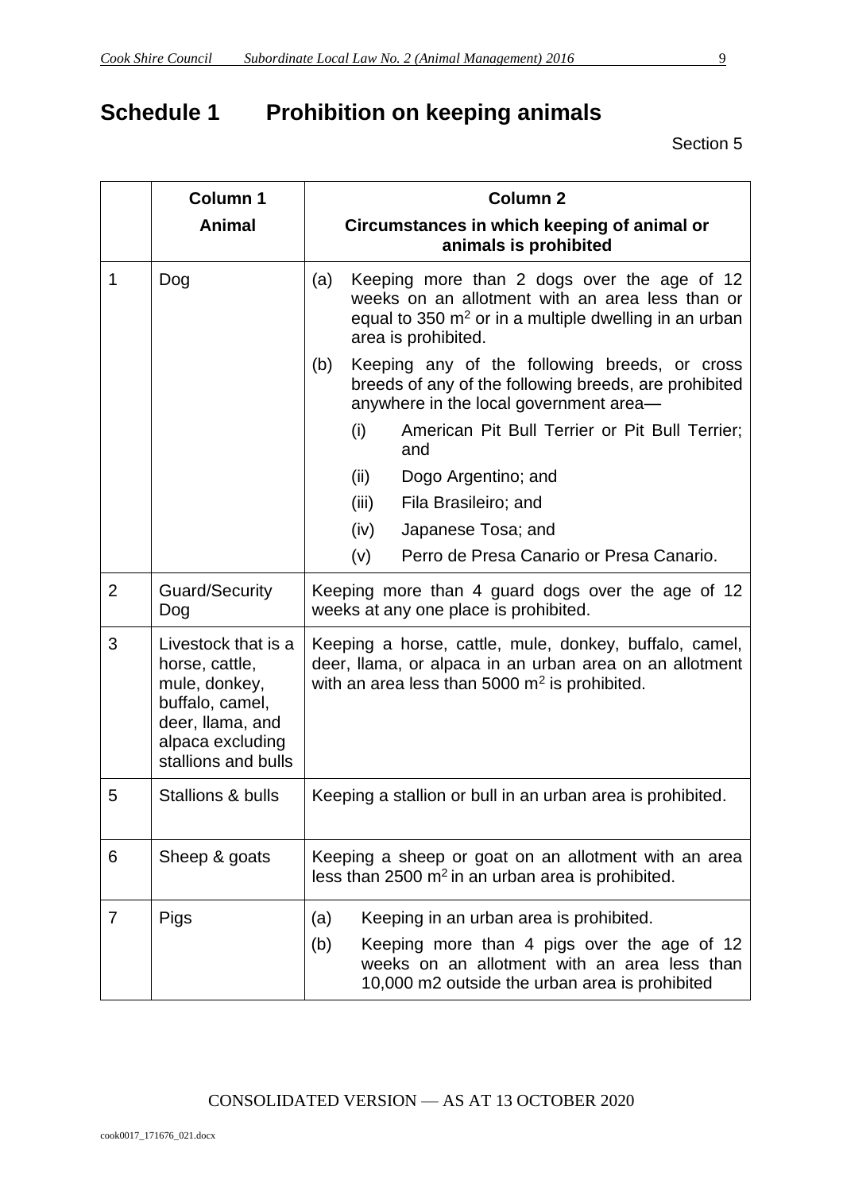# Schedule 1 Prohibition on keeping animals

Section 5

| | Column 1<br>Animal | Column 2<br>Circumstances in which keeping of animal or animals is prohibited |
|---|---|---|
| 1 | Dog | (a) Keeping more than 2 dogs over the age of 12 weeks on an allotment with an area less than or equal to 350 $m^2$ or in a multiple dwelling in an urban area is prohibited.<br>(b) Keeping any of the following breeds, or cross breeds of any of the following breeds, are prohibited anywhere in the local government area—<br>(i) American Pit Bull Terrier or Pit Bull Terrier; and<br>(ii) Dogo Argentino; and<br>(iii) Fila Brasileiro; and<br>(iv) Japanese Tosa; and<br>(v) Perro de Presa Canario or Presa Canario. |
| 2 | Guard/Security Dog | Keeping more than 4 guard dogs over the age of 12 weeks at any one place is prohibited. |
| 3 | Livestock that is a horse, cattle, mule, donkey, buffalo, camel, deer, llama, and alpaca excluding stallions and bulls | Keeping a horse, cattle, mule, donkey, buffalo, camel, deer, llama, or alpaca in an urban area on an allotment with an area less than 5000 $m^2$ is prohibited. |
| 5 | Stallions & bulls | Keeping a stallion or bull in an urban area is prohibited. |
| 6 | Sheep & goats | Keeping a sheep or goat on an allotment with an area less than 2500 $m^2$ in an urban area is prohibited. |
| 7 | Pigs | (a) Keeping in an urban area is prohibited.<br>(b) Keeping more than 4 pigs over the age of 12 weeks on an allotment with an area less than 10,000 m2 outside the urban area is prohibited |

CONSOLIDATED VERSION — AS AT 13 OCTOBER 2020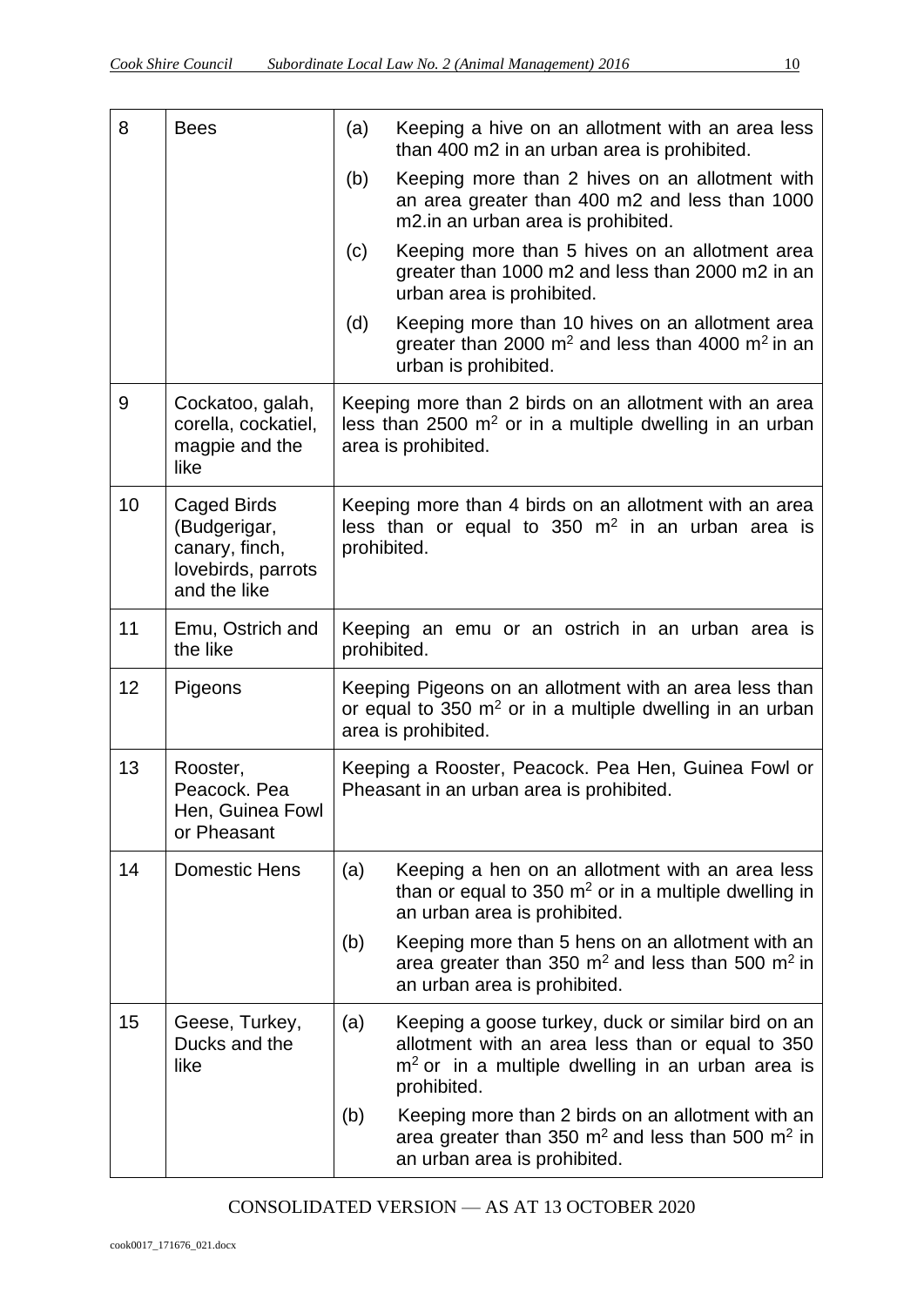| | | |
|---|---|---|
| 8 | Bees | (a) Keeping a hive on an allotment with an area less than 400 m2 in an urban area is prohibited.<br>(b) Keeping more than 2 hives on an allotment with an area greater than 400 m2 and less than 1000 m2.in an urban area is prohibited.<br>(c) Keeping more than 5 hives on an allotment area greater than 1000 m2 and less than 2000 m2 in an urban area is prohibited.<br>(d) Keeping more than 10 hives on an allotment area greater than 2000 $m^2$ and less than 4000 $m^2$ in an urban is prohibited. |
| 9 | Cockatoo, galah, corella, cockatiel, magpie and the like | Keeping more than 2 birds on an allotment with an area less than 2500 $m^2$ or in a multiple dwelling in an urban area is prohibited. |
| 10 | Caged Birds (Budgerigar, canary, finch, lovebirds, parrots and the like | Keeping more than 4 birds on an allotment with an area less than or equal to 350 $m^2$ in an urban area is prohibited. |
| 11 | Emu, Ostrich and the like | Keeping an emu or an ostrich in an urban area is prohibited. |
| 12 | Pigeons | Keeping Pigeons on an allotment with an area less than or equal to 350 $m^2$ or in a multiple dwelling in an urban area is prohibited. |
| 13 | Rooster, Peacock. Pea Hen, Guinea Fowl or Pheasant | Keeping a Rooster, Peacock. Pea Hen, Guinea Fowl or Pheasant in an urban area is prohibited. |
| 14 | Domestic Hens | (a) Keeping a hen on an allotment with an area less than or equal to 350 $m^2$ or in a multiple dwelling in an urban area is prohibited.<br>(b) Keeping more than 5 hens on an allotment with an area greater than 350 $m^2$ and less than 500 $m^2$ in an urban area is prohibited. |
| 15 | Geese, Turkey, Ducks and the like | (a) Keeping a goose turkey, duck or similar bird on an allotment with an area less than or equal to 350 $m^2$ or in a multiple dwelling in an urban area is prohibited.<br>(b) Keeping more than 2 birds on an allotment with an area greater than 350 $m^2$ and less than 500 $m^2$ in an urban area is prohibited. |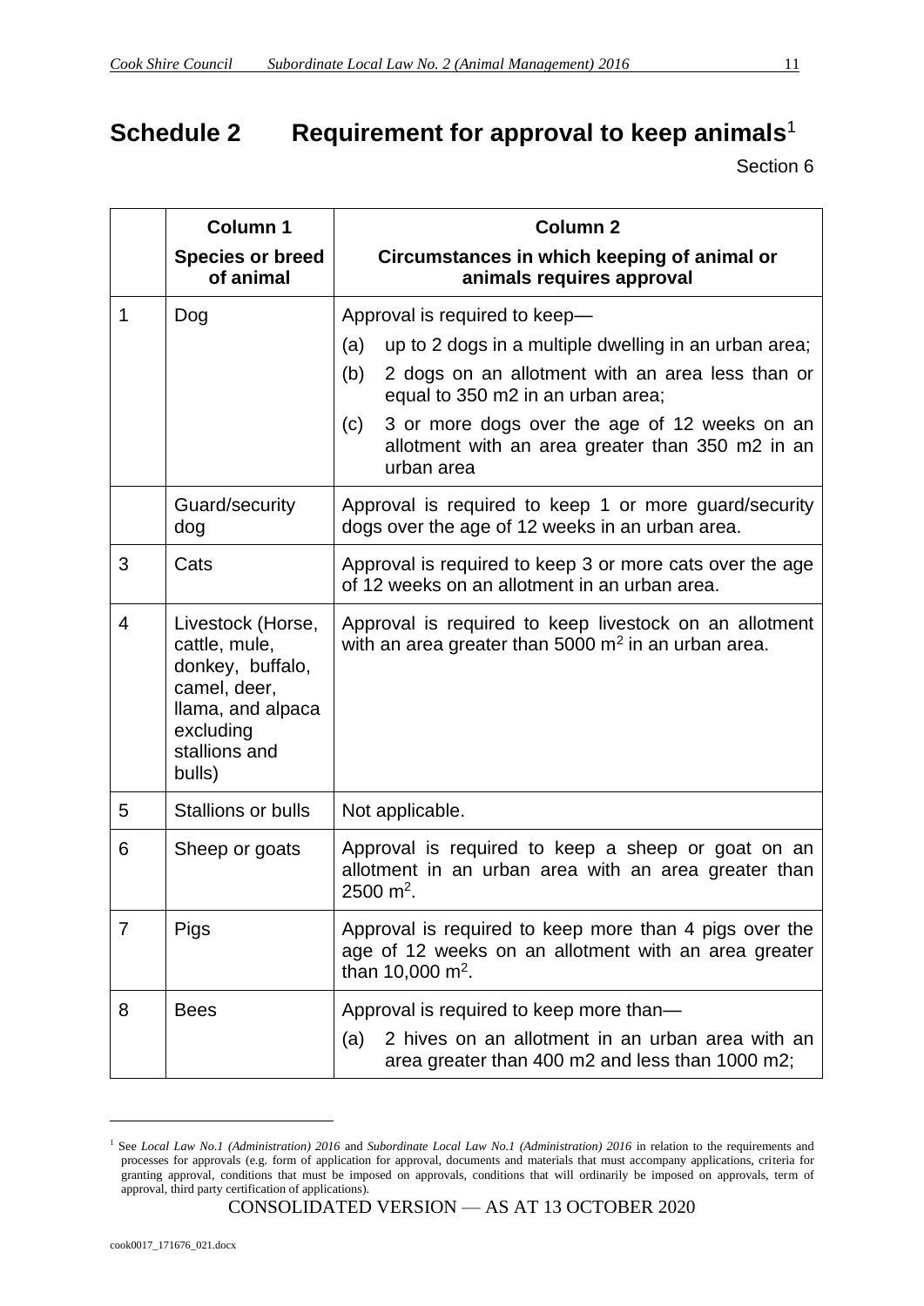# Schedule 2 Requirement for approval to keep animals[1]

Section 6

| | Column 1<br>Species or breed of animal | Column 2<br>Circumstances in which keeping of animal or animals requires approval |
|---|---|---|
| 1 | Dog | Approval is required to keep—<br>(a) up to 2 dogs in a multiple dwelling in an urban area;<br>(b) 2 dogs on an allotment with an area less than or equal to 350 m2 in an urban area;<br>(c) 3 or more dogs over the age of 12 weeks on an allotment with an area greater than 350 m2 in an urban area |
| | Guard/security dog | Approval is required to keep 1 or more guard/security dogs over the age of 12 weeks in an urban area. |
| 3 | Cats | Approval is required to keep 3 or more cats over the age of 12 weeks on an allotment in an urban area. |
| 4 | Livestock (Horse, cattle, mule, donkey, buffalo, camel, deer, llama, and alpaca excluding stallions and bulls) | Approval is required to keep livestock on an allotment with an area greater than 5000 $m^2$ in an urban area. |
| 5 | Stallions or bulls | Not applicable. |
| 6 | Sheep or goats | Approval is required to keep a sheep or goat on an allotment in an urban area with an area greater than 2500 $m^2$. |
| 7 | Pigs | Approval is required to keep more than 4 pigs over the age of 12 weeks on an allotment with an area greater than 10,000 $m^2$. |
| 8 | Bees | Approval is required to keep more than—<br>(a) 2 hives on an allotment in an urban area with an area greater than 400 m2 and less than 1000 m2; |

[1] See *Local Law No.1 (Administration) 2016* and *Subordinate Local Law No.1 (Administration) 2016* in relation to the requirements and processes for approvals (e.g. form of application for approval, documents and materials that must accompany applications, criteria for granting approval, conditions that must be imposed on approvals, conditions that will ordinarily be imposed on approvals, term of approval, third party certification of applications).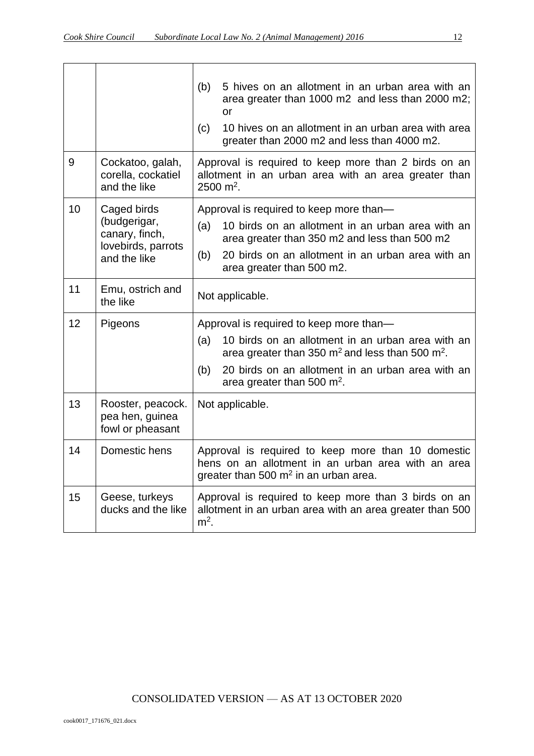| | | |
|---|---|---|
| | | (b) 5 hives on an allotment in an urban area with an area greater than 1000 m2 and less than 2000 m2; or<br>(c) 10 hives on an allotment in an urban area with area greater than 2000 m2 and less than 4000 m2. |
| 9 | Cockatoo, galah, corella, cockatiel and the like | Approval is required to keep more than 2 birds on an allotment in an urban area with an area greater than 2500 $m^2$. |
| 10 | Caged birds (budgerigar, canary, finch, lovebirds, parrots and the like | Approval is required to keep more than—<br>(a) 10 birds on an allotment in an urban area with an area greater than 350 m2 and less than 500 m2<br>(b) 20 birds on an allotment in an urban area with an area greater than 500 m2. |
| 11 | Emu, ostrich and the like | Not applicable. |
| 12 | Pigeons | Approval is required to keep more than—<br>(a) 10 birds on an allotment in an urban area with an area greater than 350 $m^2$ and less than 500 $m^2$.<br>(b) 20 birds on an allotment in an urban area with an area greater than 500 $m^2$. |
| 13 | Rooster, peacock. pea hen, guinea fowl or pheasant | Not applicable. |
| 14 | Domestic hens | Approval is required to keep more than 10 domestic hens on an allotment in an urban area with an area greater than 500 $m^2$ in an urban area. |
| 15 | Geese, turkeys ducks and the like | Approval is required to keep more than 3 birds on an allotment in an urban area with an area greater than 500 $m^2$. |

CONSOLIDATED VERSION — AS AT 13 OCTOBER 2020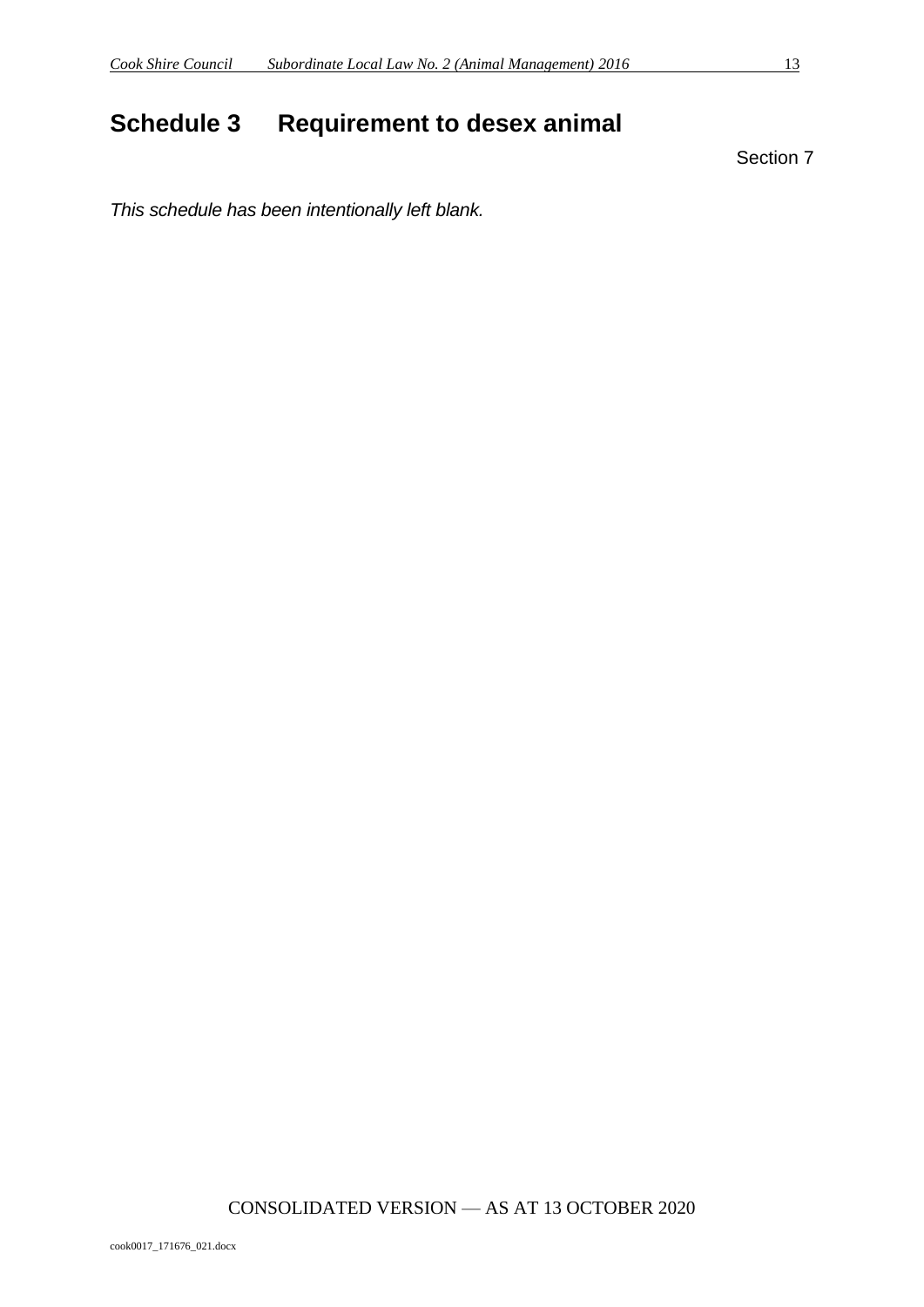# Schedule 3 Requirement to desex animal

Section 7

*This schedule has been intentionally left blank.*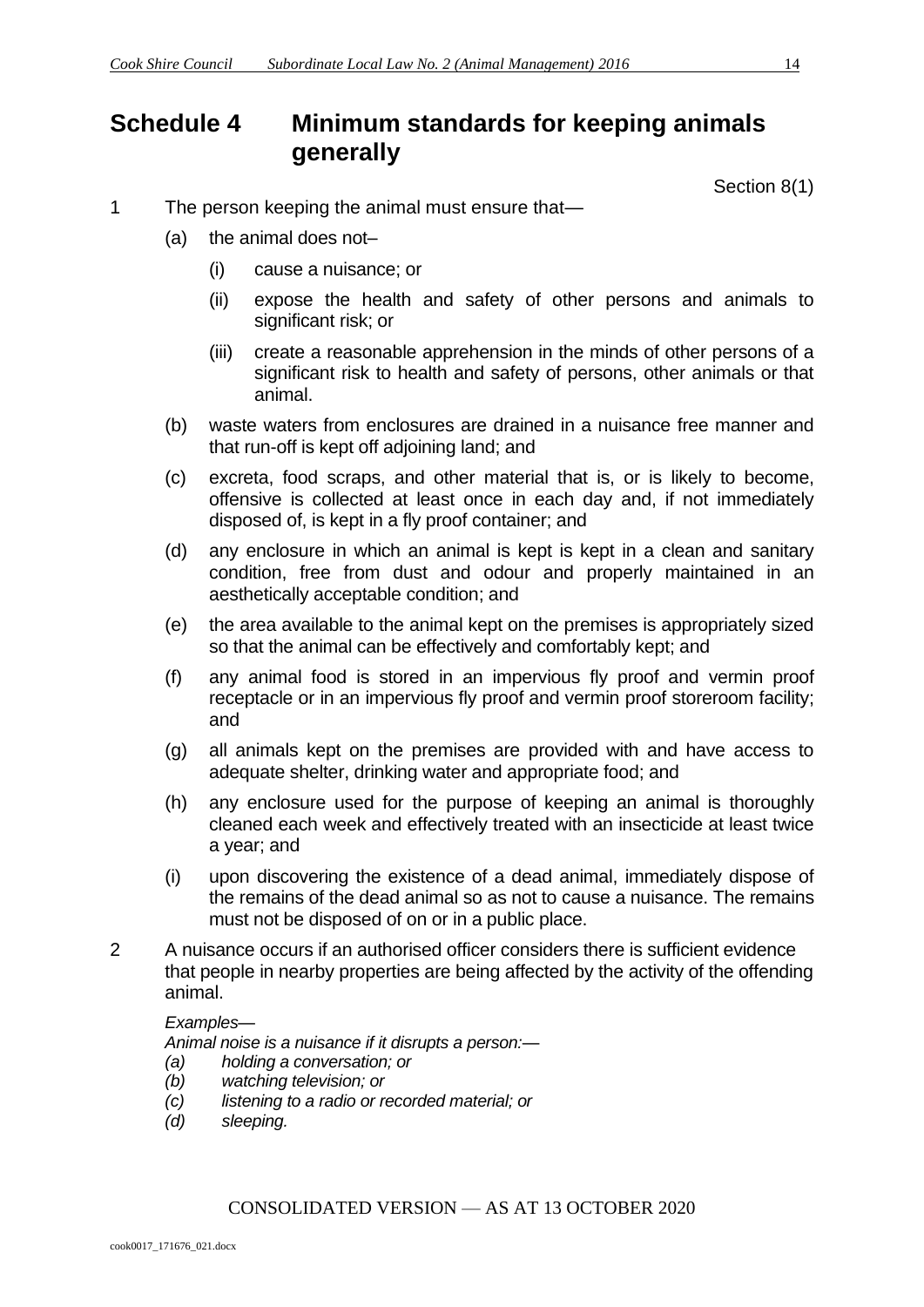# Schedule 4 Minimum standards for keeping animals generally

Section 8(1)

1 The person keeping the animal must ensure that—

(a) the animal does not–

(i) cause a nuisance; or

(ii) expose the health and safety of other persons and animals to significant risk; or

(iii) create a reasonable apprehension in the minds of other persons of a significant risk to health and safety of persons, other animals or that animal.

(b) waste waters from enclosures are drained in a nuisance free manner and that run-off is kept off adjoining land; and

(c) excreta, food scraps, and other material that is, or is likely to become, offensive is collected at least once in each day and, if not immediately disposed of, is kept in a fly proof container; and

(d) any enclosure in which an animal is kept is kept in a clean and sanitary condition, free from dust and odour and properly maintained in an aesthetically acceptable condition; and

(e) the area available to the animal kept on the premises is appropriately sized so that the animal can be effectively and comfortably kept; and

(f) any animal food is stored in an impervious fly proof and vermin proof receptacle or in an impervious fly proof and vermin proof storeroom facility; and

(g) all animals kept on the premises are provided with and have access to adequate shelter, drinking water and appropriate food; and

(h) any enclosure used for the purpose of keeping an animal is thoroughly cleaned each week and effectively treated with an insecticide at least twice a year; and

(i) upon discovering the existence of a dead animal, immediately dispose of the remains of the dead animal so as not to cause a nuisance. The remains must not be disposed of on or in a public place.

2 A nuisance occurs if an authorised officer considers there is sufficient evidence that people in nearby properties are being affected by the activity of the offending animal.

*Examples—*
*Animal noise is a nuisance if it disrupts a person:—*
*(a) holding a conversation; or*
*(b) watching television; or*
*(c) listening to a radio or recorded material; or*
*(d) sleeping.*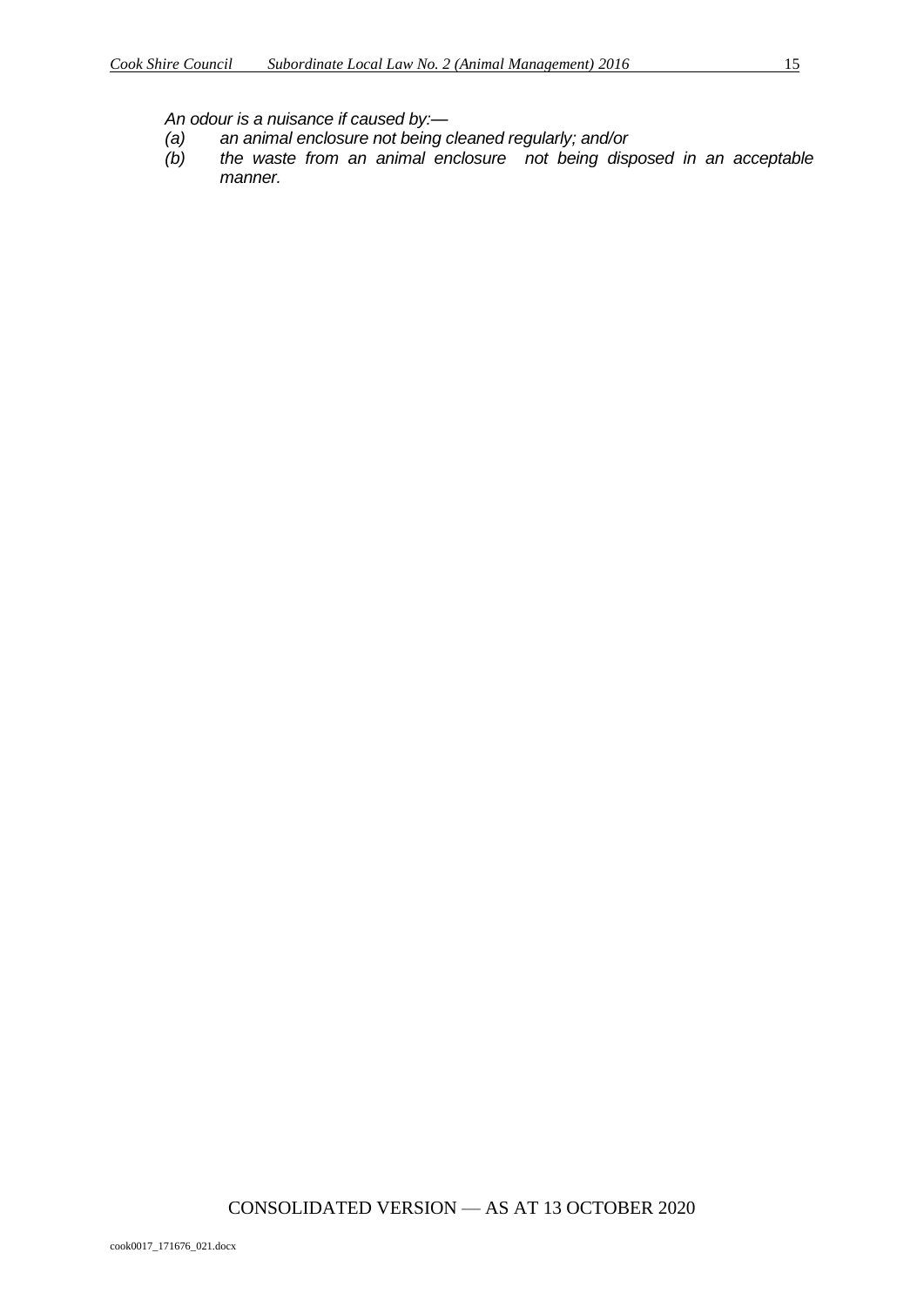*An odour is a nuisance if caused by:—*

*(a) an animal enclosure not being cleaned regularly; and/or*

*(b) the waste from an animal enclosure not being disposed in an acceptable manner.*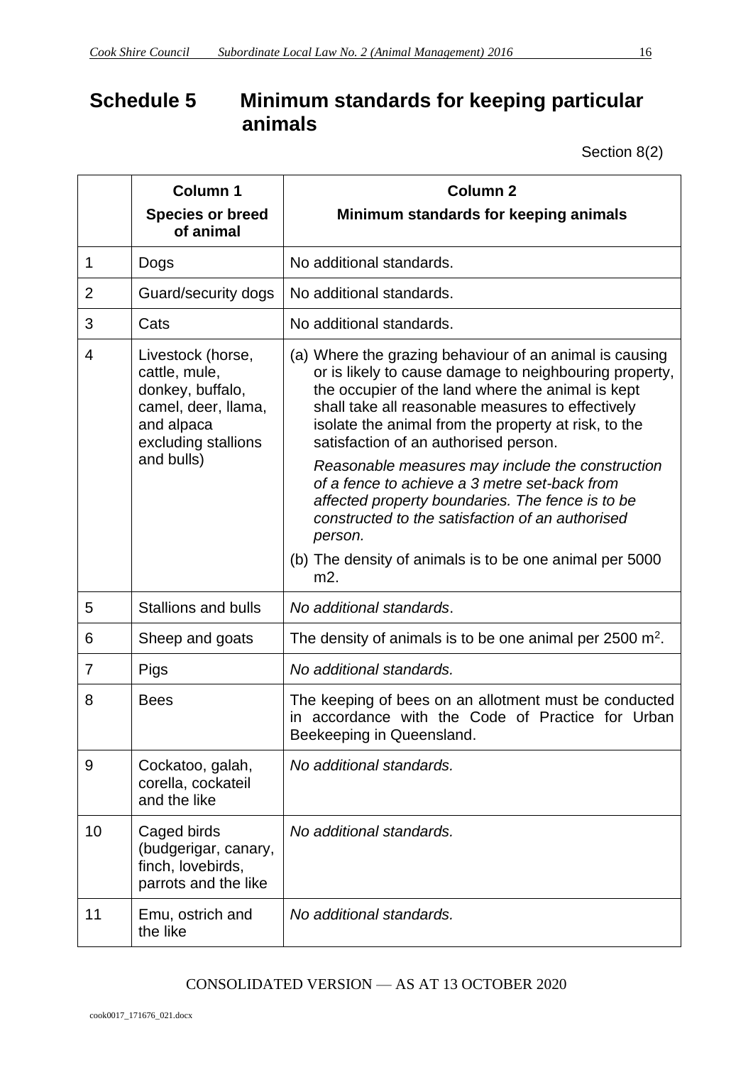# Schedule 5 Minimum standards for keeping particular animals

Section 8(2)

| | Column 1<br>Species or breed of animal | Column 2<br>Minimum standards for keeping animals |
|---|---|---|
| 1 | Dogs | No additional standards. |
| 2 | Guard/security dogs | No additional standards. |
| 3 | Cats | No additional standards. |
| 4 | Livestock (horse, cattle, mule, donkey, buffalo, camel, deer, llama, and alpaca excluding stallions and bulls) | (a) Where the grazing behaviour of an animal is causing or is likely to cause damage to neighbouring property, the occupier of the land where the animal is kept shall take all reasonable measures to effectively isolate the animal from the property at risk, to the satisfaction of an authorised person.<br>*Reasonable measures may include the construction of a fence to achieve a 3 metre set-back from affected property boundaries. The fence is to be constructed to the satisfaction of an authorised person.*<br>(b) The density of animals is to be one animal per 5000 m2. |
| 5 | Stallions and bulls | *No additional standards*. |
| 6 | Sheep and goats | The density of animals is to be one animal per 2500 $m^2$. |
| 7 | Pigs | *No additional standards.* |
| 8 | Bees | The keeping of bees on an allotment must be conducted in accordance with the Code of Practice for Urban Beekeeping in Queensland. |
| 9 | Cockatoo, galah, corella, cockateil and the like | *No additional standards.* |
| 10 | Caged birds (budgerigar, canary, finch, lovebirds, parrots and the like | *No additional standards.* |
| 11 | Emu, ostrich and the like | *No additional standards.* |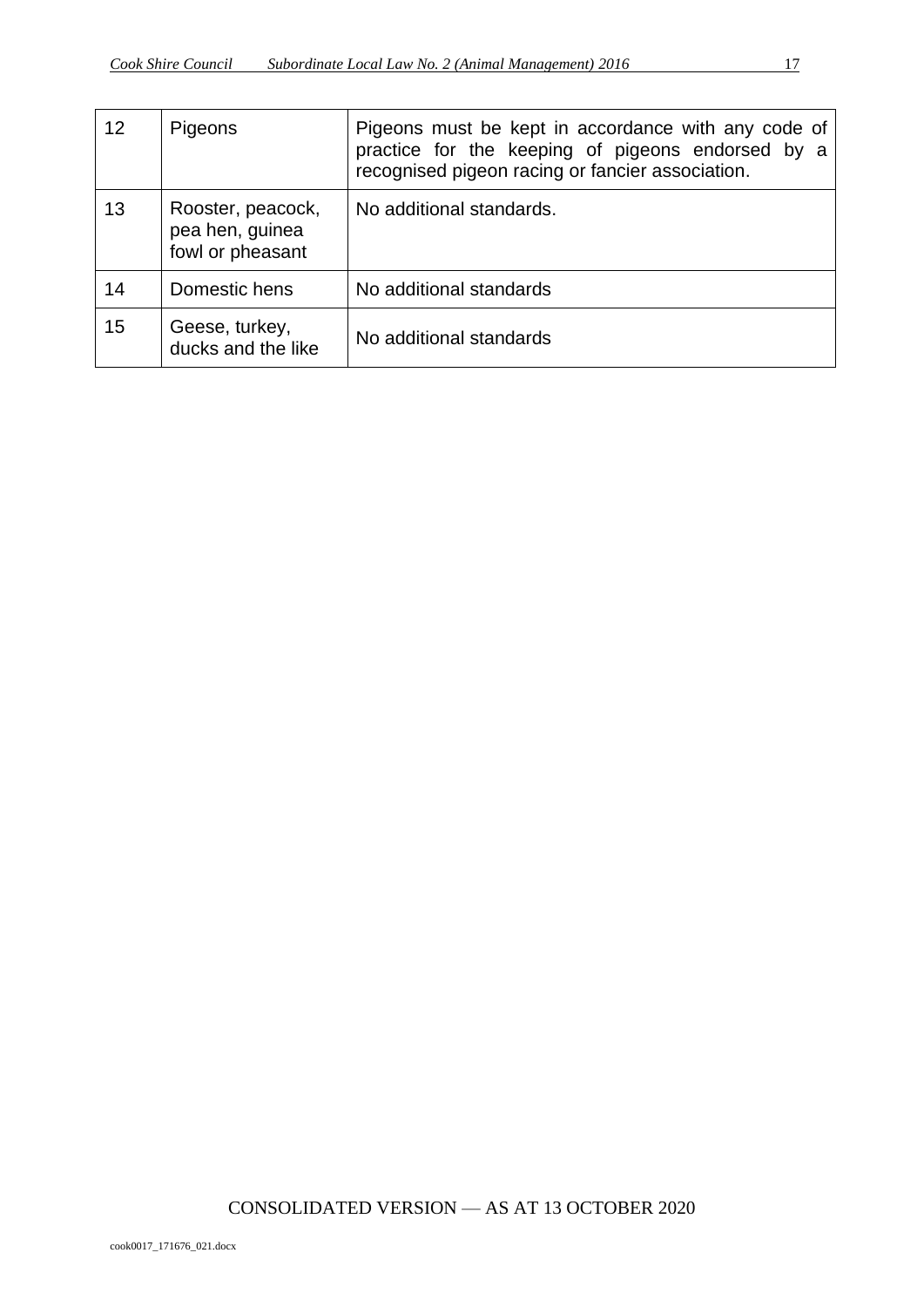| 12 | Pigeons | Pigeons must be kept in accordance with any code of practice for the keeping of pigeons endorsed by a recognised pigeon racing or fancier association. |
|---|---|---|
| 13 | Rooster, peacock, pea hen, guinea fowl or pheasant | No additional standards. |
| 14 | Domestic hens | No additional standards |
| 15 | Geese, turkey, ducks and the like | No additional standards |

CONSOLIDATED VERSION — AS AT 13 OCTOBER 2020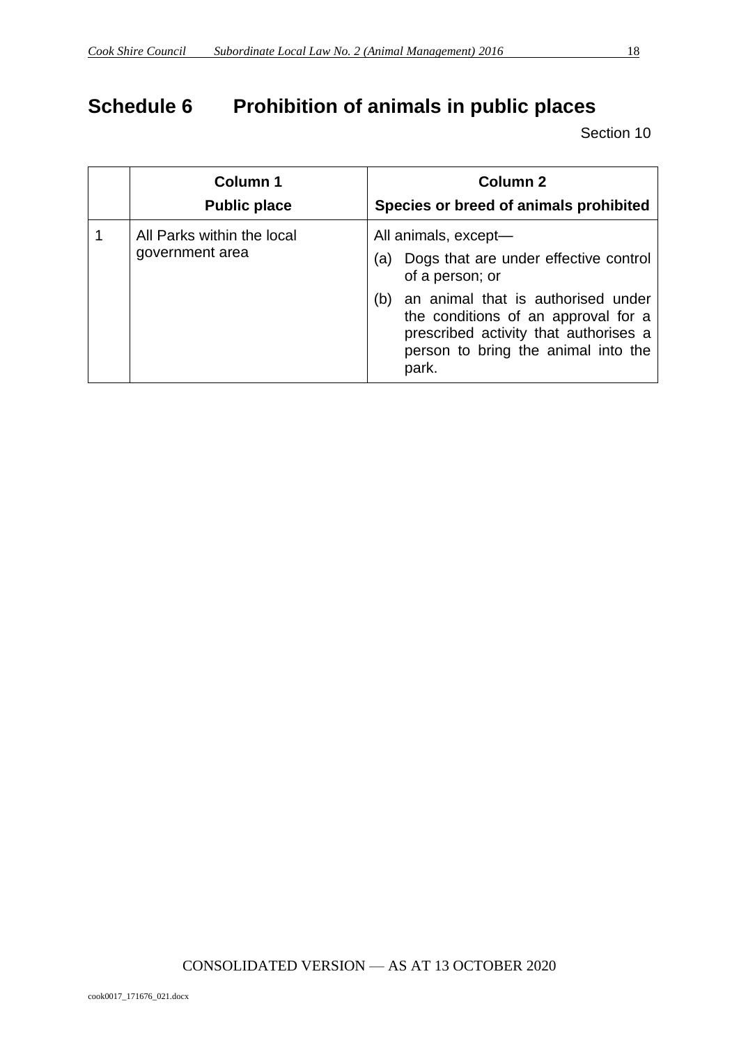# Schedule 6 Prohibition of animals in public places

Section 10

| | Column 1<br>Public place | Column 2<br>Species or breed of animals prohibited |
|---|---|---|
| 1 | All Parks within the local government area | All animals, except—<br>(a) Dogs that are under effective control of a person; or<br>(b) an animal that is authorised under the conditions of an approval for a prescribed activity that authorises a person to bring the animal into the park. |

CONSOLIDATED VERSION — AS AT 13 OCTOBER 2020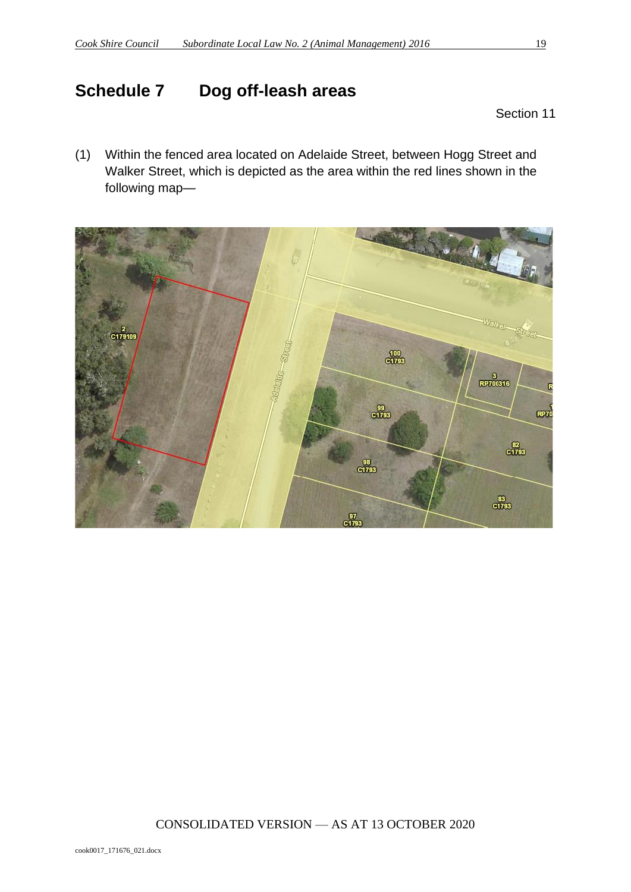# Schedule 7 Dog off-leash areas

Section 11

(1) Within the fenced area located on Adelaide Street, between Hogg Street and Walker Street, which is depicted as the area within the red lines shown in the following map—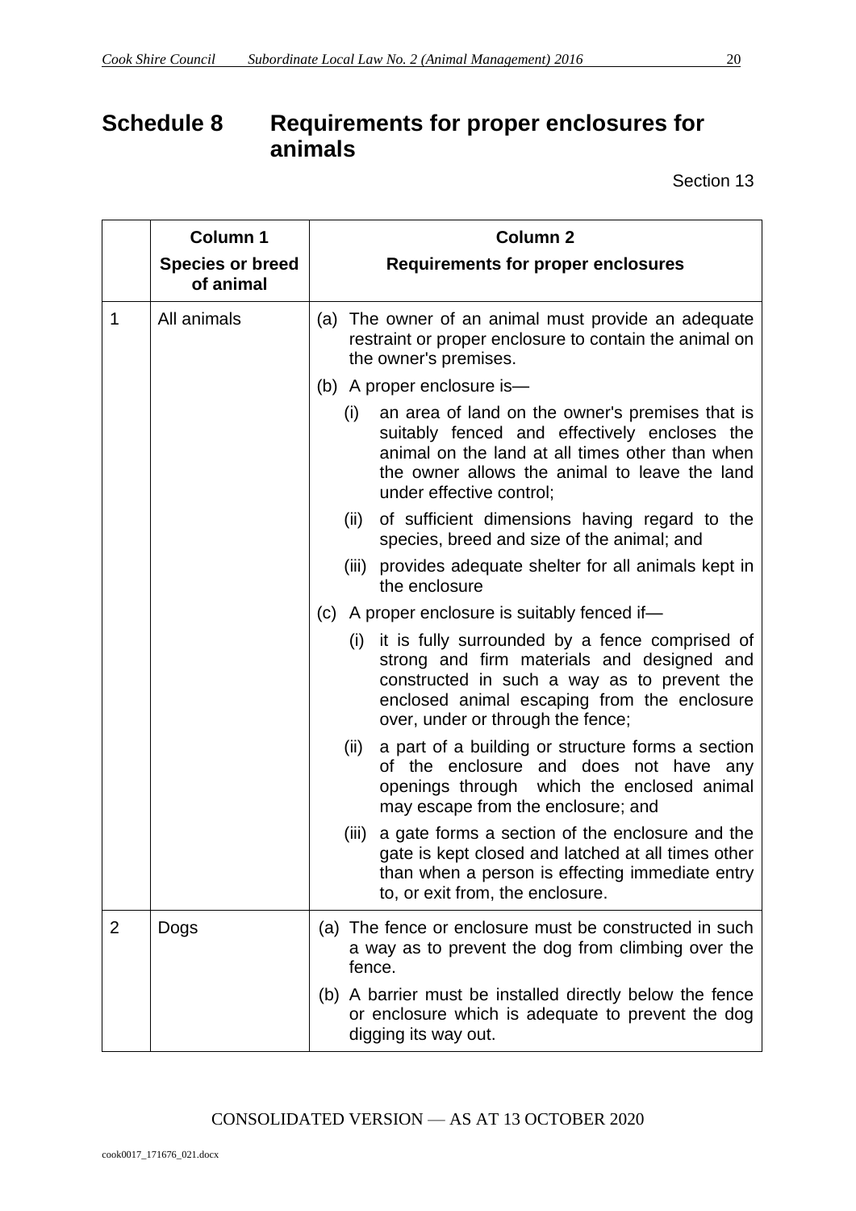# Schedule 8 Requirements for proper enclosures for animals

Section 13

| | Column 1<br>Species or breed of animal | Column 2<br>Requirements for proper enclosures |
|---|---|---|
| 1 | All animals | (a) The owner of an animal must provide an adequate restraint or proper enclosure to contain the animal on the owner's premises.<br>(b) A proper enclosure is—<br>(i) an area of land on the owner's premises that is suitably fenced and effectively encloses the animal on the land at all times other than when the owner allows the animal to leave the land under effective control;<br>(ii) of sufficient dimensions having regard to the species, breed and size of the animal; and<br>(iii) provides adequate shelter for all animals kept in the enclosure<br>(c) A proper enclosure is suitably fenced if—<br>(i) it is fully surrounded by a fence comprised of strong and firm materials and designed and constructed in such a way as to prevent the enclosed animal escaping from the enclosure over, under or through the fence;<br>(ii) a part of a building or structure forms a section of the enclosure and does not have any openings through which the enclosed animal may escape from the enclosure; and<br>(iii) a gate forms a section of the enclosure and the gate is kept closed and latched at all times other than when a person is effecting immediate entry to, or exit from, the enclosure. |
| 2 | Dogs | (a) The fence or enclosure must be constructed in such a way as to prevent the dog from climbing over the fence.<br>(b) A barrier must be installed directly below the fence or enclosure which is adequate to prevent the dog digging its way out. |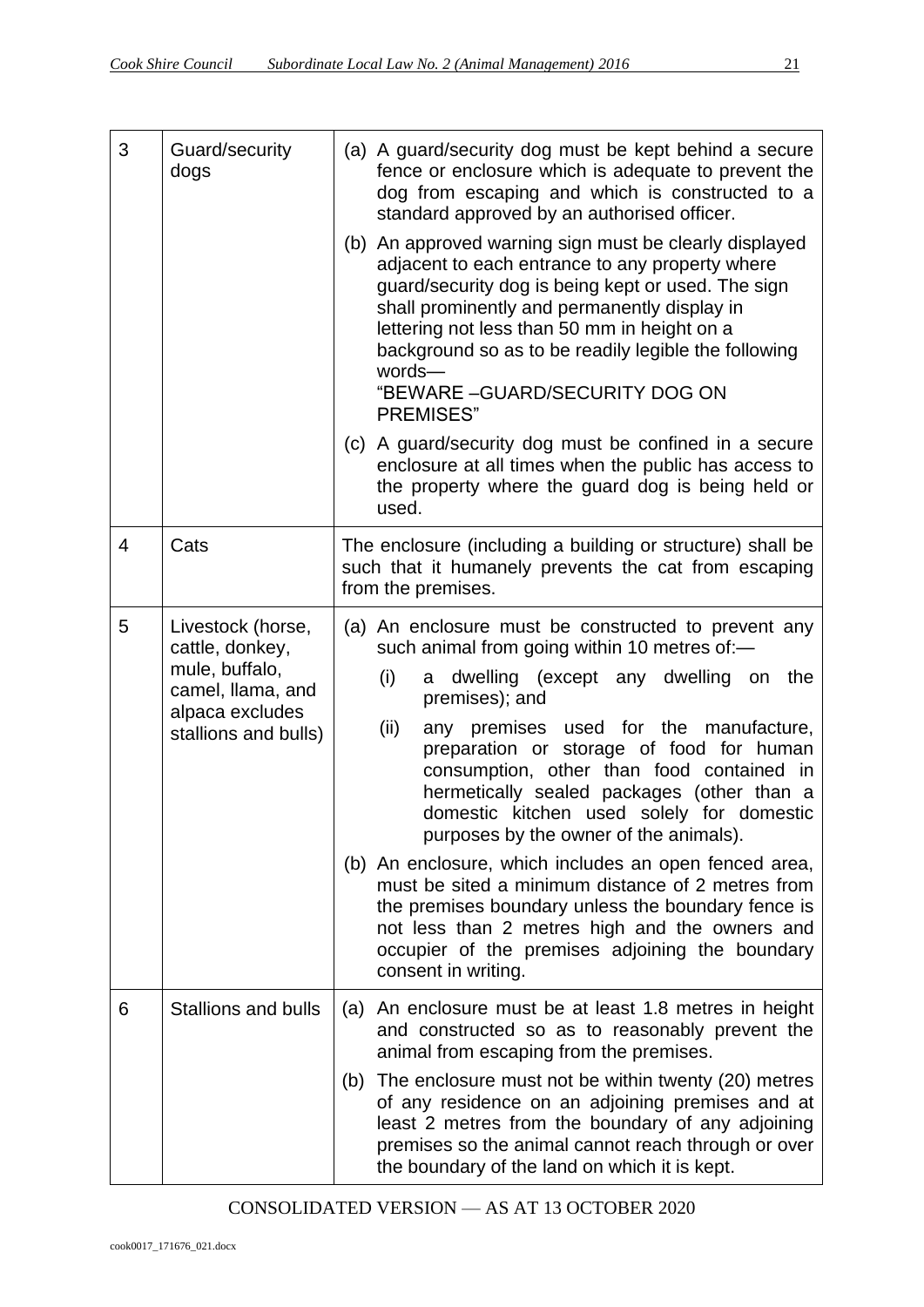| | | |
|---|---|---|
| 3 | Guard/security dogs | (a) A guard/security dog must be kept behind a secure fence or enclosure which is adequate to prevent the dog from escaping and which is constructed to a standard approved by an authorised officer.<br><br>(b) An approved warning sign must be clearly displayed adjacent to each entrance to any property where guard/security dog is being kept or used. The sign shall prominently and permanently display in lettering not less than 50 mm in height on a background so as to be readily legible the following words—<br>"BEWARE –GUARD/SECURITY DOG ON PREMISES"<br><br>(c) A guard/security dog must be confined in a secure enclosure at all times when the public has access to the property where the guard dog is being held or used. |
| 4 | Cats | The enclosure (including a building or structure) shall be such that it humanely prevents the cat from escaping from the premises. |
| 5 | Livestock (horse, cattle, donkey, mule, buffalo, camel, llama, and alpaca excludes stallions and bulls) | (a) An enclosure must be constructed to prevent any such animal from going within 10 metres of:—<br>(i) a dwelling (except any dwelling on the premises); and<br>(ii) any premises used for the manufacture, preparation or storage of food for human consumption, other than food contained in hermetically sealed packages (other than a domestic kitchen used solely for domestic purposes by the owner of the animals).<br><br>(b) An enclosure, which includes an open fenced area, must be sited a minimum distance of 2 metres from the premises boundary unless the boundary fence is not less than 2 metres high and the owners and occupier of the premises adjoining the boundary consent in writing. |
| 6 | Stallions and bulls | (a) An enclosure must be at least 1.8 metres in height and constructed so as to reasonably prevent the animal from escaping from the premises.<br><br>(b) The enclosure must not be within twenty (20) metres of any residence on an adjoining premises and at least 2 metres from the boundary of any adjoining premises so the animal cannot reach through or over the boundary of the land on which it is kept. |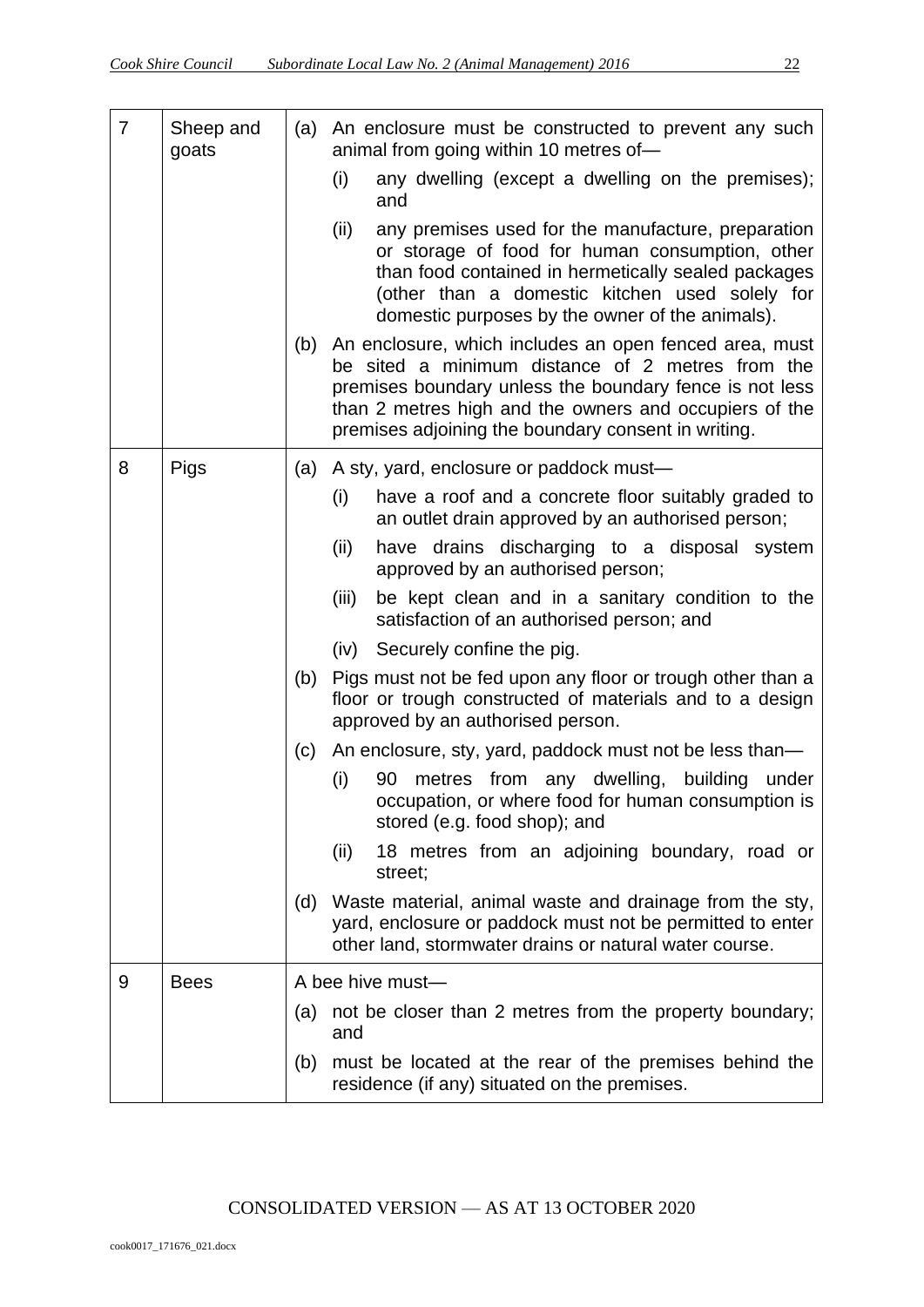| | | |
|---|---|---|
| 7 | Sheep and goats | (a) An enclosure must be constructed to prevent any such animal from going within 10 metres of—<br>(i) any dwelling (except a dwelling on the premises); and<br>(ii) any premises used for the manufacture, preparation or storage of food for human consumption, other than food contained in hermetically sealed packages (other than a domestic kitchen used solely for domestic purposes by the owner of the animals).<br>(b) An enclosure, which includes an open fenced area, must be sited a minimum distance of 2 metres from the premises boundary unless the boundary fence is not less than 2 metres high and the owners and occupiers of the premises adjoining the boundary consent in writing. |
| 8 | Pigs | (a) A sty, yard, enclosure or paddock must—<br>(i) have a roof and a concrete floor suitably graded to an outlet drain approved by an authorised person;<br>(ii) have drains discharging to a disposal system approved by an authorised person;<br>(iii) be kept clean and in a sanitary condition to the satisfaction of an authorised person; and<br>(iv) Securely confine the pig.<br>(b) Pigs must not be fed upon any floor or trough other than a floor or trough constructed of materials and to a design approved by an authorised person.<br>(c) An enclosure, sty, yard, paddock must not be less than—<br>(i) 90 metres from any dwelling, building under occupation, or where food for human consumption is stored (e.g. food shop); and<br>(ii) 18 metres from an adjoining boundary, road or street;<br>(d) Waste material, animal waste and drainage from the sty, yard, enclosure or paddock must not be permitted to enter other land, stormwater drains or natural water course. |
| 9 | Bees | A bee hive must—<br>(a) not be closer than 2 metres from the property boundary; and<br>(b) must be located at the rear of the premises behind the residence (if any) situated on the premises. |

CONSOLIDATED VERSION — AS AT 13 OCTOBER 2020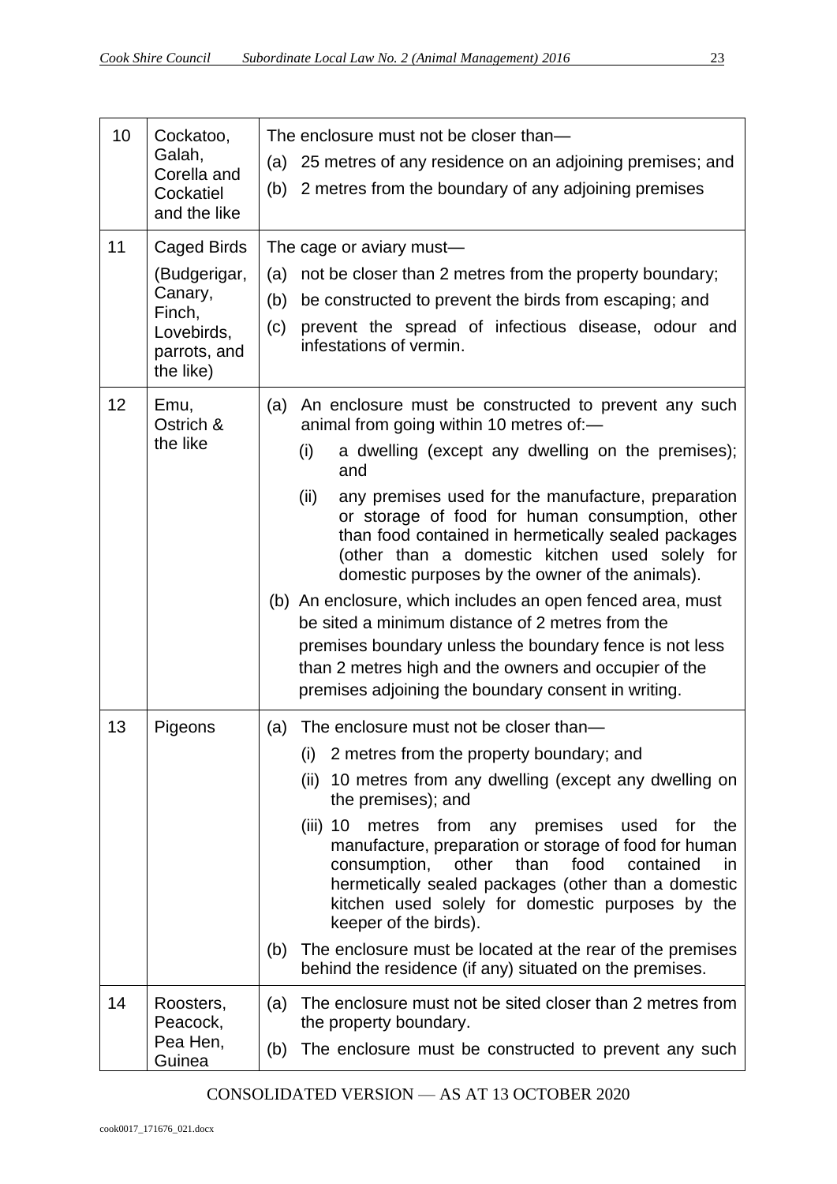| | | |
|---|---|---|
| 10 | Cockatoo, Galah, Corella and Cockatiel and the like | The enclosure must not be closer than—<br>(a) 25 metres of any residence on an adjoining premises; and<br>(b) 2 metres from the boundary of any adjoining premises |
| 11 | Caged Birds (Budgerigar, Canary, Finch, Lovebirds, parrots, and the like) | The cage or aviary must—<br>(a) not be closer than 2 metres from the property boundary;<br>(b) be constructed to prevent the birds from escaping; and<br>(c) prevent the spread of infectious disease, odour and infestations of vermin. |
| 12 | Emu, Ostrich & the like | (a) An enclosure must be constructed to prevent any such animal from going within 10 metres of:—<br>(i) a dwelling (except any dwelling on the premises); and<br>(ii) any premises used for the manufacture, preparation or storage of food for human consumption, other than food contained in hermetically sealed packages (other than a domestic kitchen used solely for domestic purposes by the owner of the animals).<br>(b) An enclosure, which includes an open fenced area, must be sited a minimum distance of 2 metres from the premises boundary unless the boundary fence is not less than 2 metres high and the owners and occupier of the premises adjoining the boundary consent in writing. |
| 13 | Pigeons | (a) The enclosure must not be closer than—<br>(i) 2 metres from the property boundary; and<br>(ii) 10 metres from any dwelling (except any dwelling on the premises); and<br>(iii) 10 metres from any premises used for the manufacture, preparation or storage of food for human consumption, other than food contained in hermetically sealed packages (other than a domestic kitchen used solely for domestic purposes by the keeper of the birds).<br>(b) The enclosure must be located at the rear of the premises behind the residence (if any) situated on the premises. |
| 14 | Roosters, Peacock, Pea Hen, Guinea | (a) The enclosure must not be sited closer than 2 metres from the property boundary.<br>(b) The enclosure must be constructed to prevent any such |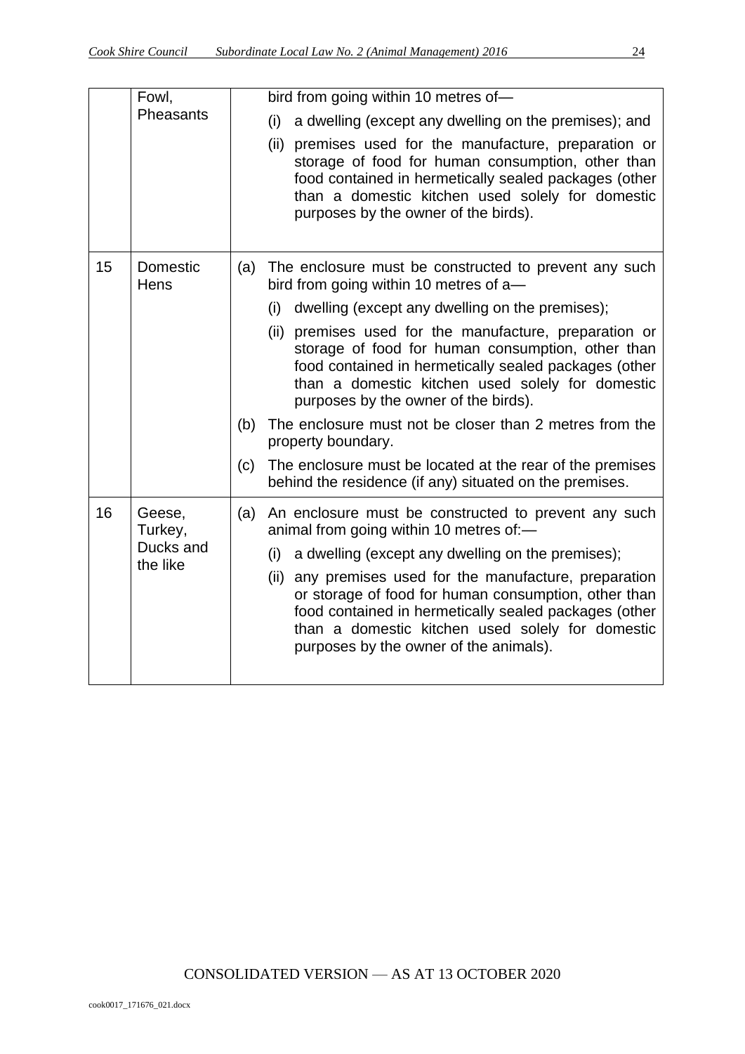|  | Fowl, Pheasants | bird from going within 10 metres of—<br>(i) a dwelling (except any dwelling on the premises); and<br>(ii) premises used for the manufacture, preparation or storage of food for human consumption, other than food contained in hermetically sealed packages (other than a domestic kitchen used solely for domestic purposes by the owner of the birds). |
|---|---|---|
| 15 | Domestic Hens | (a) The enclosure must be constructed to prevent any such bird from going within 10 metres of a—<br>(i) dwelling (except any dwelling on the premises);<br>(ii) premises used for the manufacture, preparation or storage of food for human consumption, other than food contained in hermetically sealed packages (other than a domestic kitchen used solely for domestic purposes by the owner of the birds).<br>(b) The enclosure must not be closer than 2 metres from the property boundary.<br>(c) The enclosure must be located at the rear of the premises behind the residence (if any) situated on the premises. |
| 16 | Geese, Turkey, Ducks and the like | (a) An enclosure must be constructed to prevent any such animal from going within 10 metres of:—<br>(i) a dwelling (except any dwelling on the premises);<br>(ii) any premises used for the manufacture, preparation or storage of food for human consumption, other than food contained in hermetically sealed packages (other than a domestic kitchen used solely for domestic purposes by the owner of the animals). |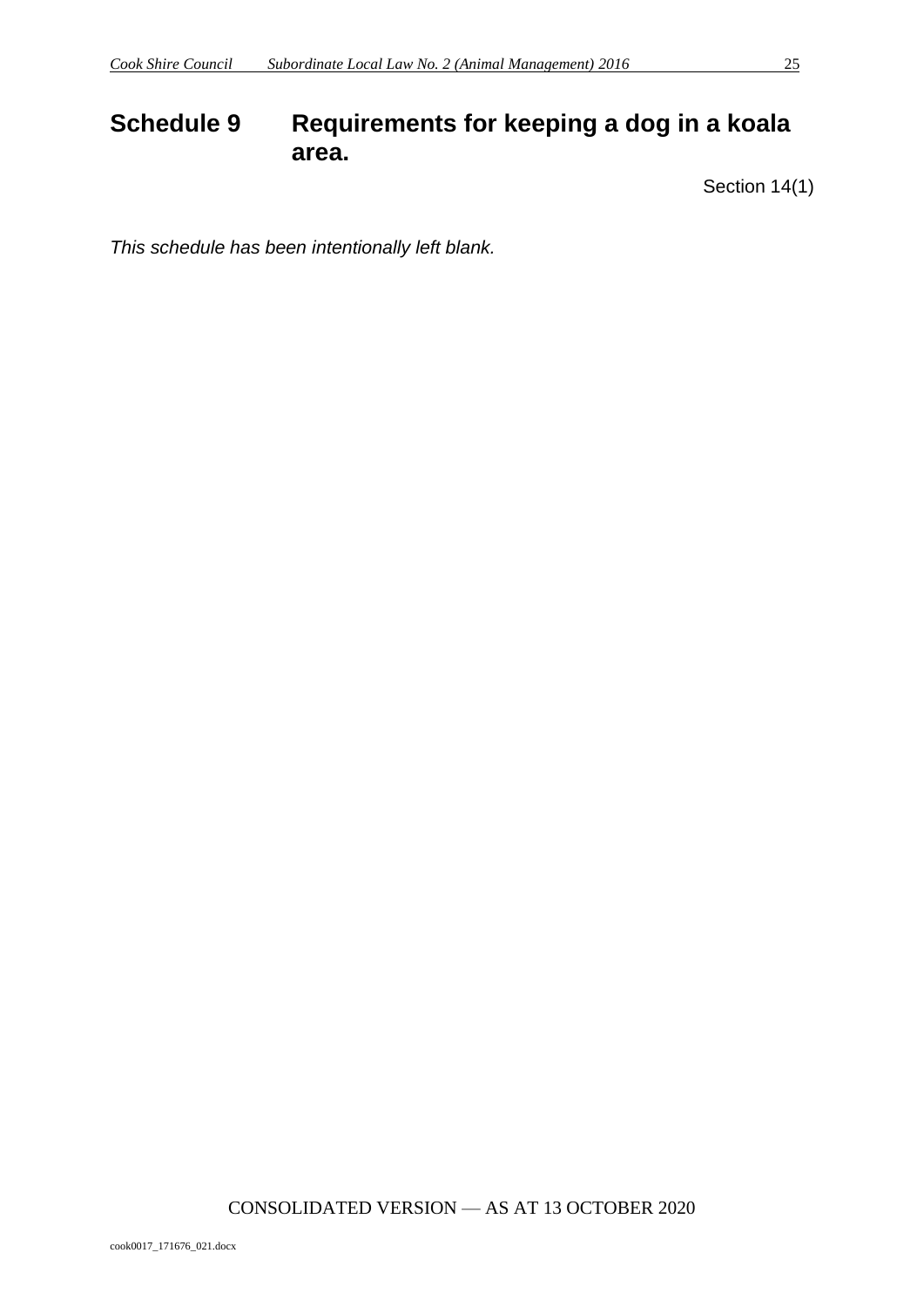# Schedule 9 Requirements for keeping a dog in a koala area.

Section 14(1)

*This schedule has been intentionally left blank.*

CONSOLIDATED VERSION — AS AT 13 OCTOBER 2020

cook0017_171676_021.docx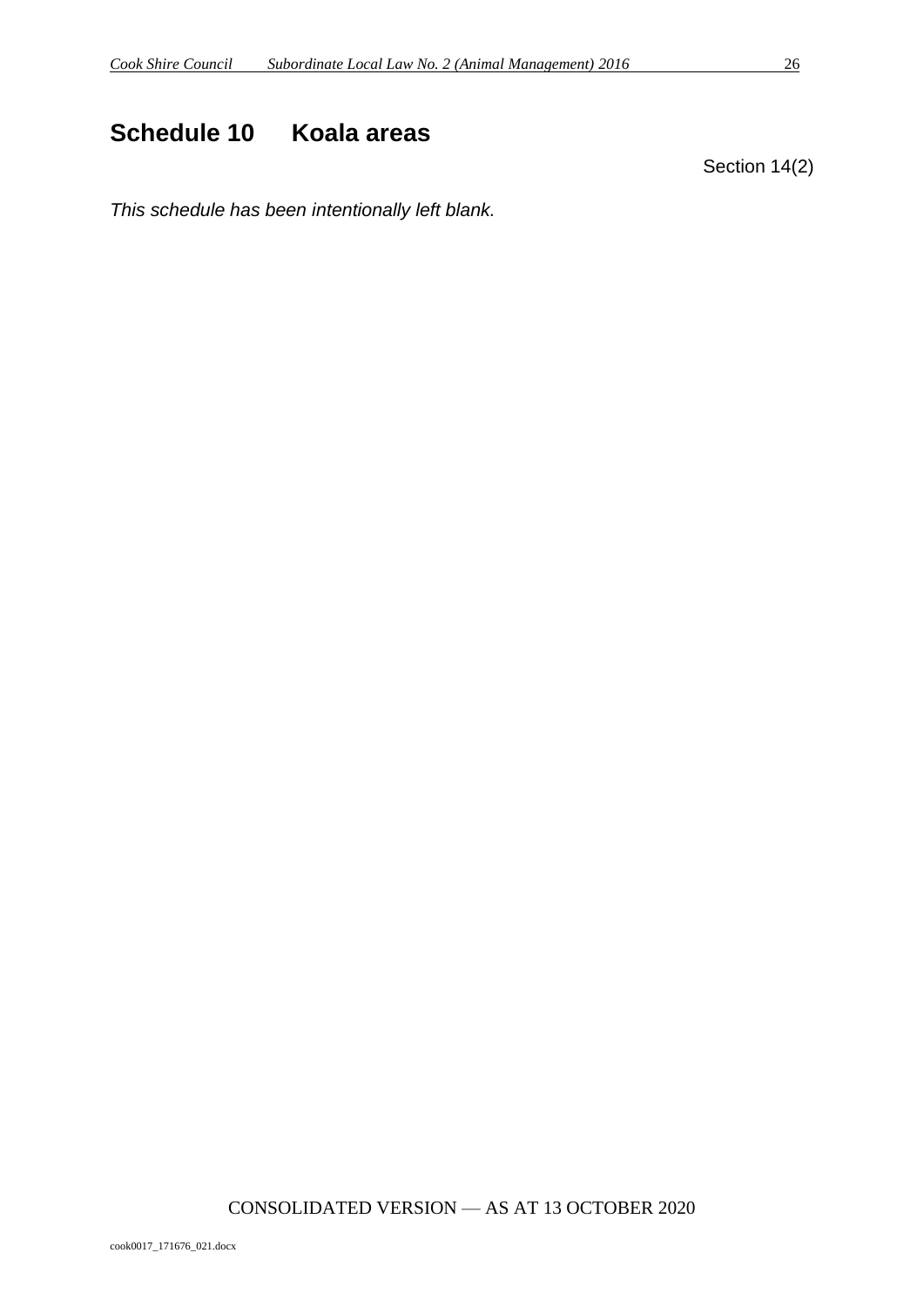# Schedule 10 Koala areas

Section 14(2)

*This schedule has been intentionally left blank.*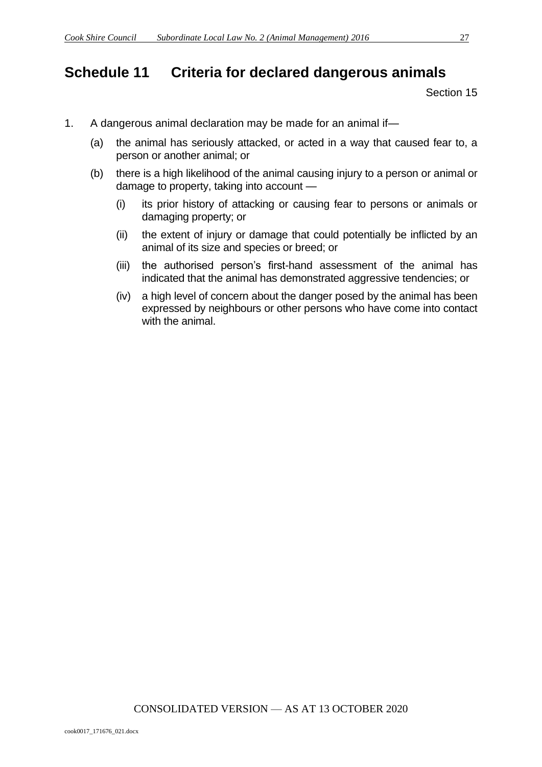# Schedule 11 Criteria for declared dangerous animals

Section 15

1. A dangerous animal declaration may be made for an animal if—
   (a) the animal has seriously attacked, or acted in a way that caused fear to, a person or another animal; or
   (b) there is a high likelihood of the animal causing injury to a person or animal or damage to property, taking into account —
      (i) its prior history of attacking or causing fear to persons or animals or damaging property; or
      (ii) the extent of injury or damage that could potentially be inflicted by an animal of its size and species or breed; or
      (iii) the authorised person's first-hand assessment of the animal has indicated that the animal has demonstrated aggressive tendencies; or
      (iv) a high level of concern about the danger posed by the animal has been expressed by neighbours or other persons who have come into contact with the animal.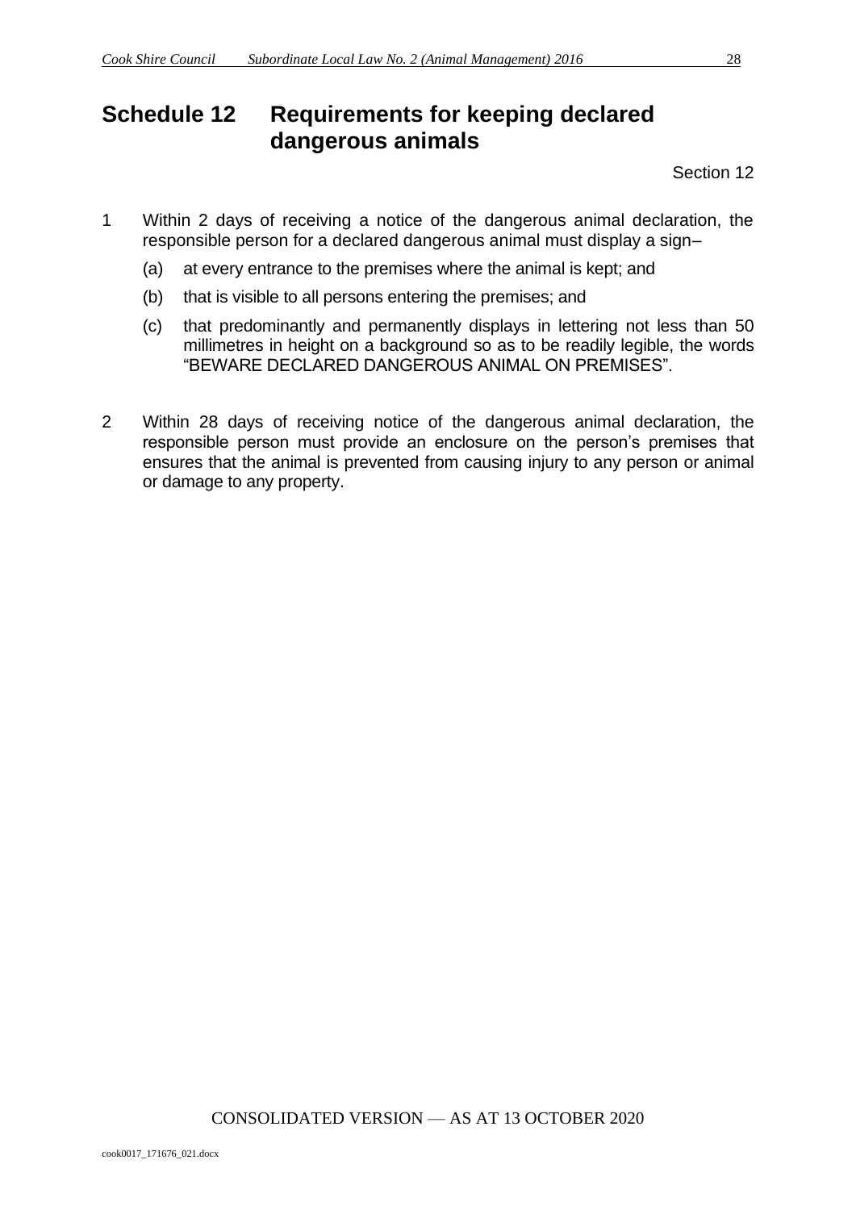# Schedule 12 Requirements for keeping declared dangerous animals

Section 12

1 Within 2 days of receiving a notice of the dangerous animal declaration, the responsible person for a declared dangerous animal must display a sign–

   (a) at every entrance to the premises where the animal is kept; and

   (b) that is visible to all persons entering the premises; and

   (c) that predominantly and permanently displays in lettering not less than 50 millimetres in height on a background so as to be readily legible, the words "BEWARE DECLARED DANGEROUS ANIMAL ON PREMISES".

2 Within 28 days of receiving notice of the dangerous animal declaration, the responsible person must provide an enclosure on the person's premises that ensures that the animal is prevented from causing injury to any person or animal or damage to any property.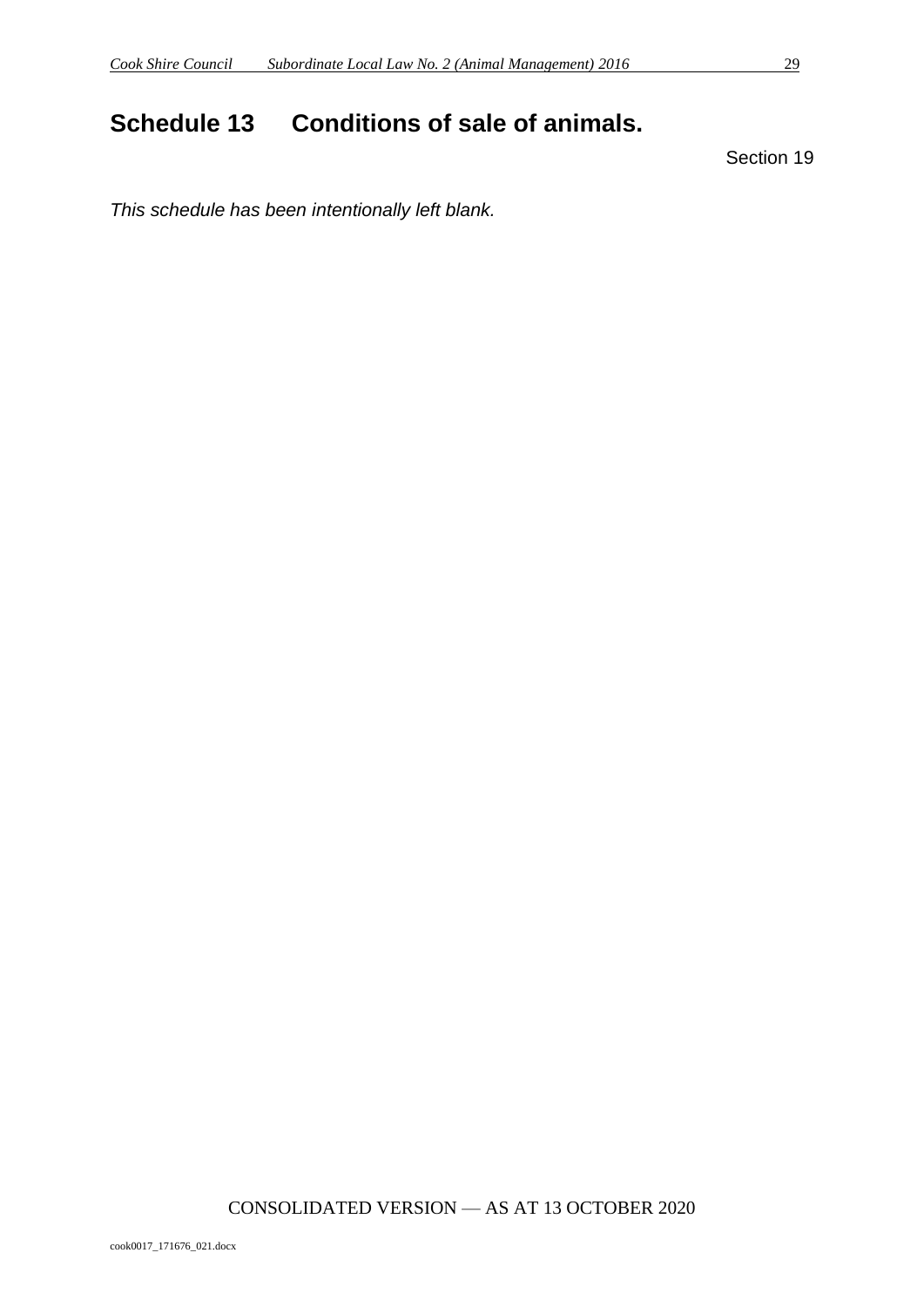# Schedule 13 Conditions of sale of animals.

Section 19

*This schedule has been intentionally left blank.*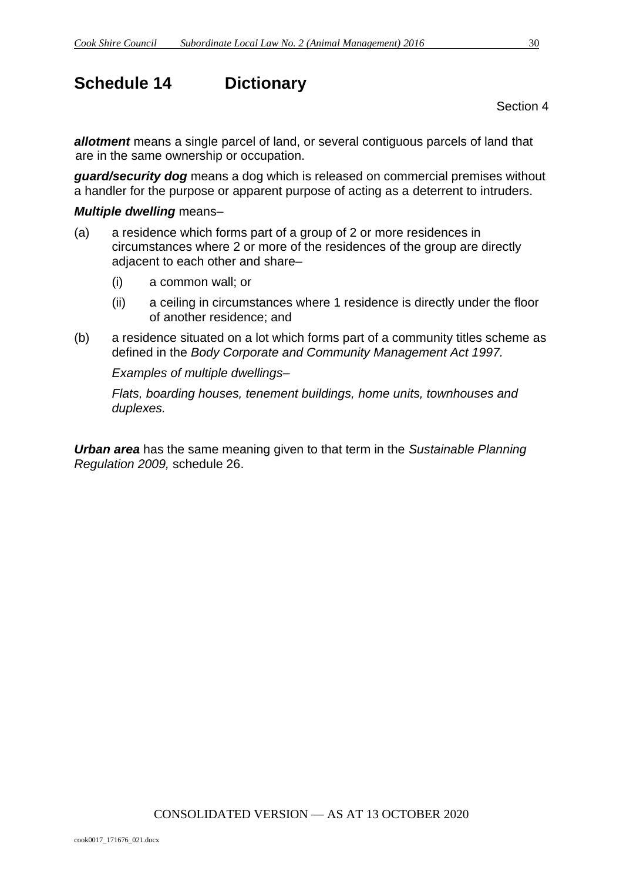# Schedule 14 Dictionary

Section 4

***allotment*** means a single parcel of land, or several contiguous parcels of land that are in the same ownership or occupation.

***guard/security dog*** means a dog which is released on commercial premises without a handler for the purpose or apparent purpose of acting as a deterrent to intruders.

***Multiple dwelling*** means–

(a) a residence which forms part of a group of 2 or more residences in circumstances where 2 or more of the residences of the group are directly adjacent to each other and share–

  (i) a common wall; or

  (ii) a ceiling in circumstances where 1 residence is directly under the floor of another residence; and

(b) a residence situated on a lot which forms part of a community titles scheme as defined in the *Body Corporate and Community Management Act 1997.*

*Examples of multiple dwellings–*

*Flats, boarding houses, tenement buildings, home units, townhouses and duplexes.*

***Urban area*** has the same meaning given to that term in the *Sustainable Planning Regulation 2009,* schedule 26.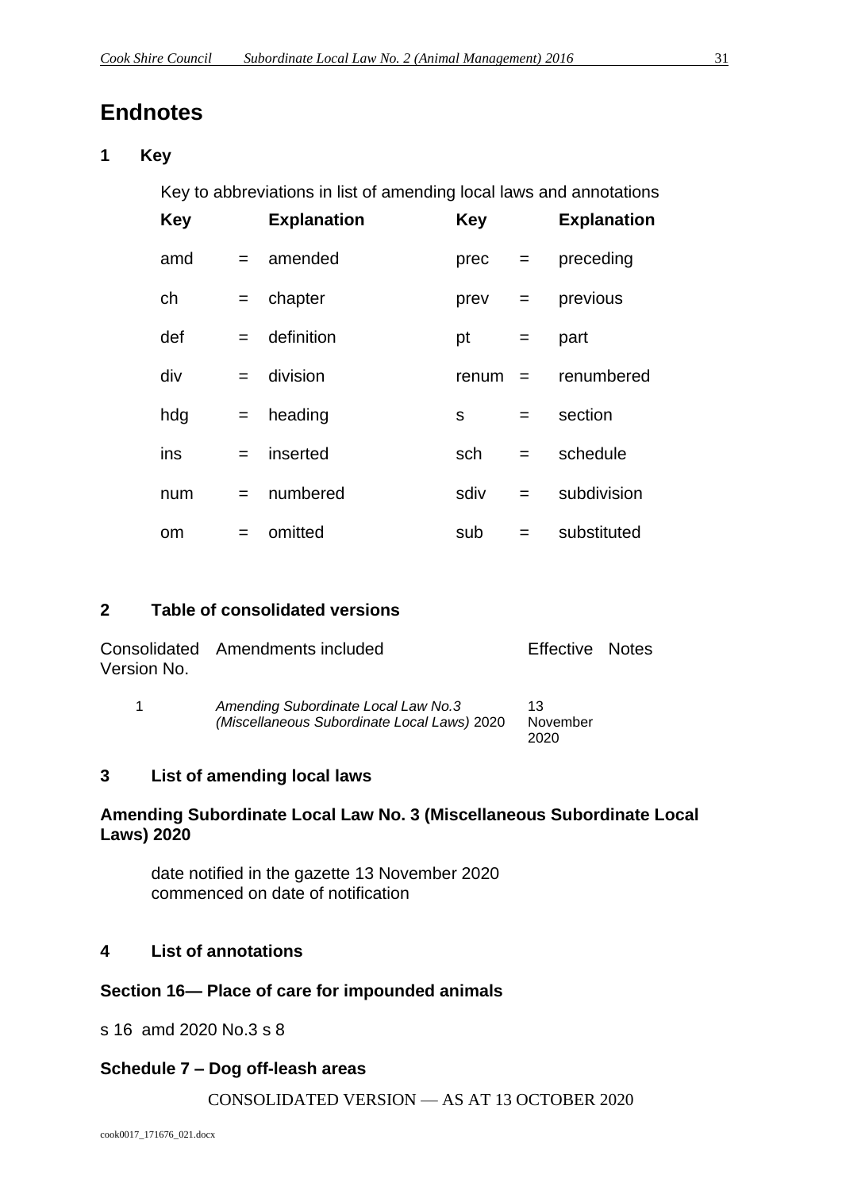# Endnotes

## 1 Key

Key to abbreviations in list of amending local laws and annotations

| Key | | Explanation | Key | | Explanation |
|---|---|---|---|---|---|
| amd | = | amended | prec | = | preceding |
| ch | = | chapter | prev | = | previous |
| def | = | definition | pt | = | part |
| div | = | division | renum | = | renumbered |
| hdg | = | heading | s | = | section |
| ins | = | inserted | sch | = | schedule |
| num | = | numbered | sdiv | = | subdivision |
| om | = | omitted | sub | = | substituted |

## 2 Table of consolidated versions

| Consolidated Version No. | Amendments included | Effective | Notes |
|---|---|---|---|
| 1 | *Amending Subordinate Local Law No.3 (Miscellaneous Subordinate Local Laws)* 2020 | 13 November 2020 | |

## 3 List of amending local laws

**Amending Subordinate Local Law No. 3 (Miscellaneous Subordinate Local Laws) 2020**

date notified in the gazette 13 November 2020
commenced on date of notification

## 4 List of annotations

**Section 16— Place of care for impounded animals**

s 16 amd 2020 No.3 s 8

**Schedule 7 – Dog off-leash areas**

CONSOLIDATED VERSION — AS AT 13 OCTOBER 2020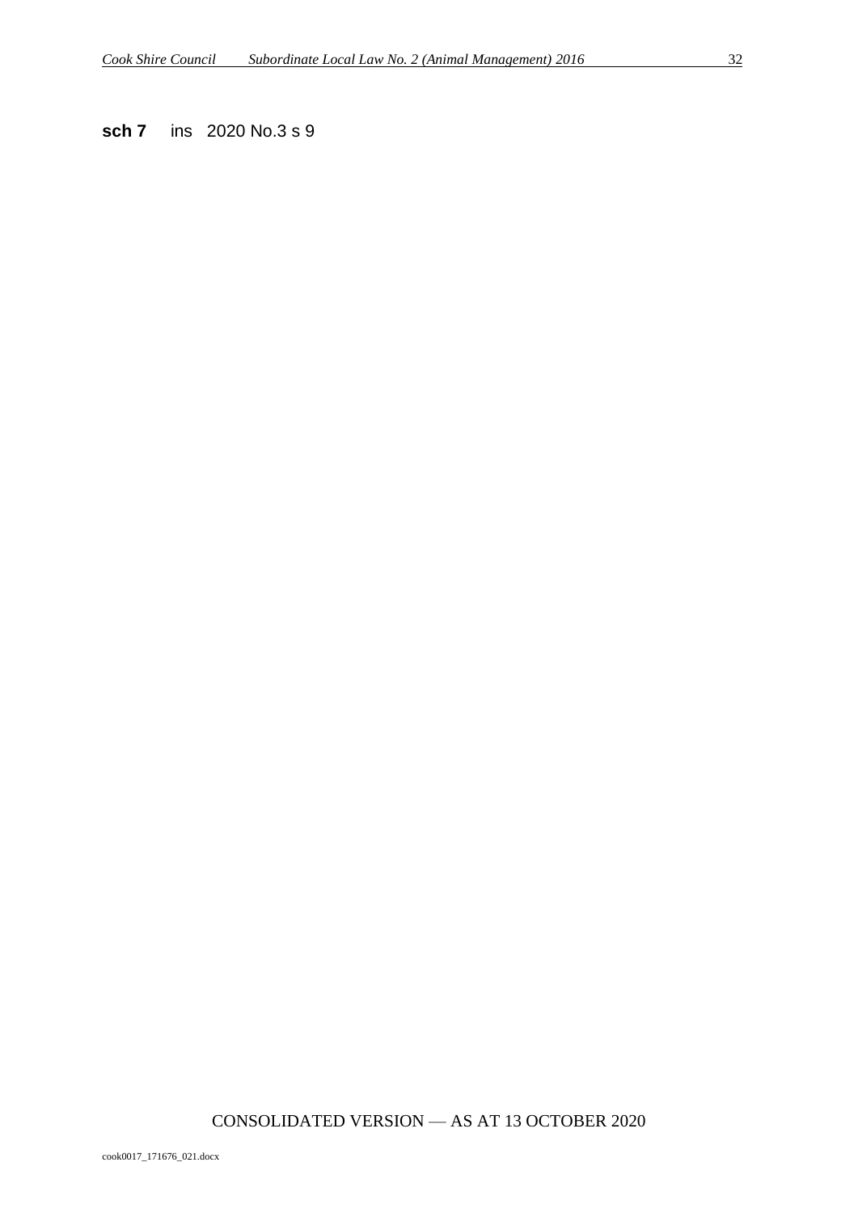**sch 7** ins 2020 No.3 s 9